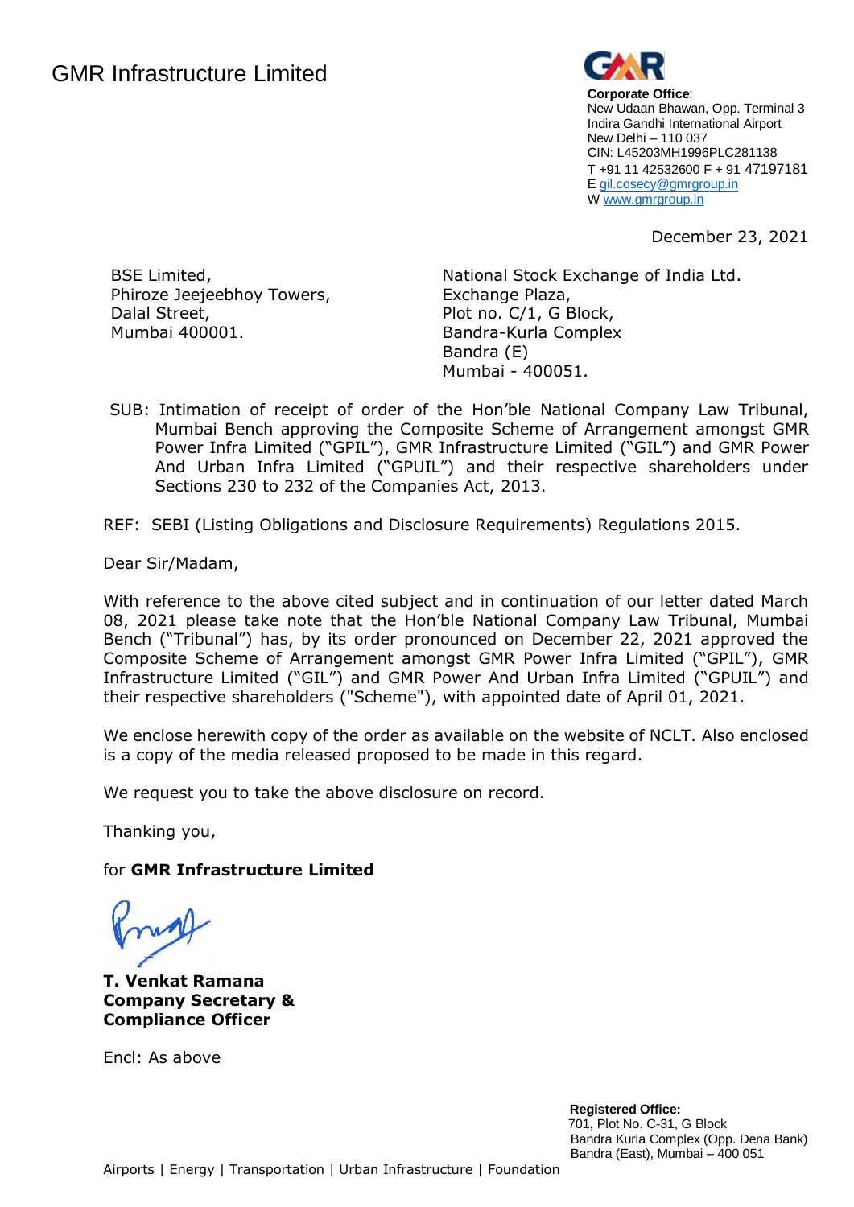# GMR Infrastructure Limited

**Corporate Office**:
New Udaan Bhawan, Opp. Terminal 3
Indira Gandhi International Airport
New Delhi – 110 037
CIN: L45203MH1996PLC281138
T +91 11 42532600 F + 91 47197181
E gil.cosecy@gmrgroup.in
W www.gmrgroup.in

December 23, 2021

BSE Limited,
Phiroze Jeejeebhoy Towers,
Dalal Street,
Mumbai 400001.

National Stock Exchange of India Ltd.
Exchange Plaza,
Plot no. C/1, G Block,
Bandra-Kurla Complex
Bandra (E)
Mumbai - 400051.

SUB: Intimation of receipt of order of the Hon'ble National Company Law Tribunal, Mumbai Bench approving the Composite Scheme of Arrangement amongst GMR Power Infra Limited ("GPIL"), GMR Infrastructure Limited ("GIL") and GMR Power And Urban Infra Limited ("GPUIL") and their respective shareholders under Sections 230 to 232 of the Companies Act, 2013.

REF: SEBI (Listing Obligations and Disclosure Requirements) Regulations 2015.

Dear Sir/Madam,

With reference to the above cited subject and in continuation of our letter dated March 08, 2021 please take note that the Hon'ble National Company Law Tribunal, Mumbai Bench ("Tribunal") has, by its order pronounced on December 22, 2021 approved the Composite Scheme of Arrangement amongst GMR Power Infra Limited ("GPIL"), GMR Infrastructure Limited ("GIL") and GMR Power And Urban Infra Limited ("GPUIL") and their respective shareholders ("Scheme"), with appointed date of April 01, 2021.

We enclose herewith copy of the order as available on the website of NCLT. Also enclosed is a copy of the media released proposed to be made in this regard.

We request you to take the above disclosure on record.

Thanking you,

for **GMR Infrastructure Limited**

**T. Venkat Ramana**
**Company Secretary &**
**Compliance Officer**

Encl: As above

**Registered Office:**
701, Plot No. C-31, G Block
Bandra Kurla Complex (Opp. Dena Bank)
Bandra (East), Mumbai – 400 051

Airports | Energy | Transportation | Urban Infrastructure | Foundation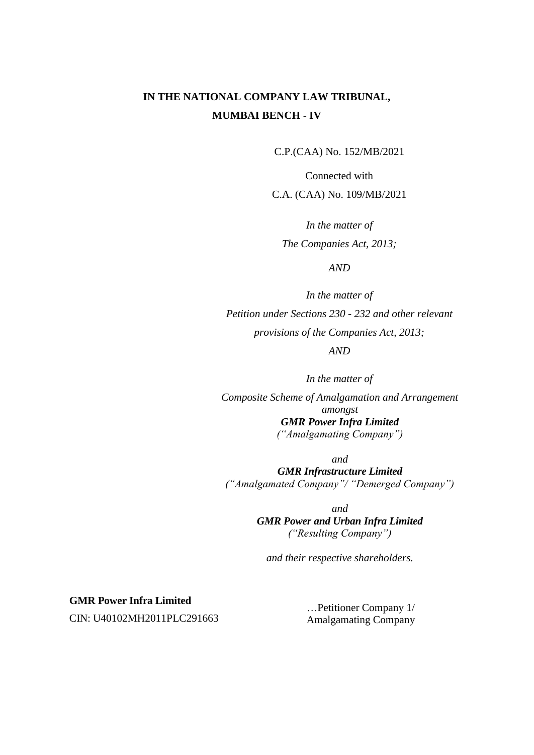**IN THE NATIONAL COMPANY LAW TRIBUNAL,**
**MUMBAI BENCH - IV**

C.P.(CAA) No. 152/MB/2021

Connected with

C.A. (CAA) No. 109/MB/2021

*In the matter of*

*The Companies Act, 2013;*

*AND*

*In the matter of*

*Petition under Sections 230 - 232 and other relevant provisions of the Companies Act, 2013;*

*AND*

*In the matter of*

*Composite Scheme of Amalgamation and Arrangement amongst*

***GMR Power Infra Limited***
*("Amalgamating Company")*

*and*

***GMR Infrastructure Limited***
*("Amalgamated Company"/ "Demerged Company")*

*and*

***GMR Power and Urban Infra Limited***
*("Resulting Company")*

*and their respective shareholders.*

**GMR Power Infra Limited**
CIN: U40102MH2011PLC291663

…Petitioner Company 1/
Amalgamating Company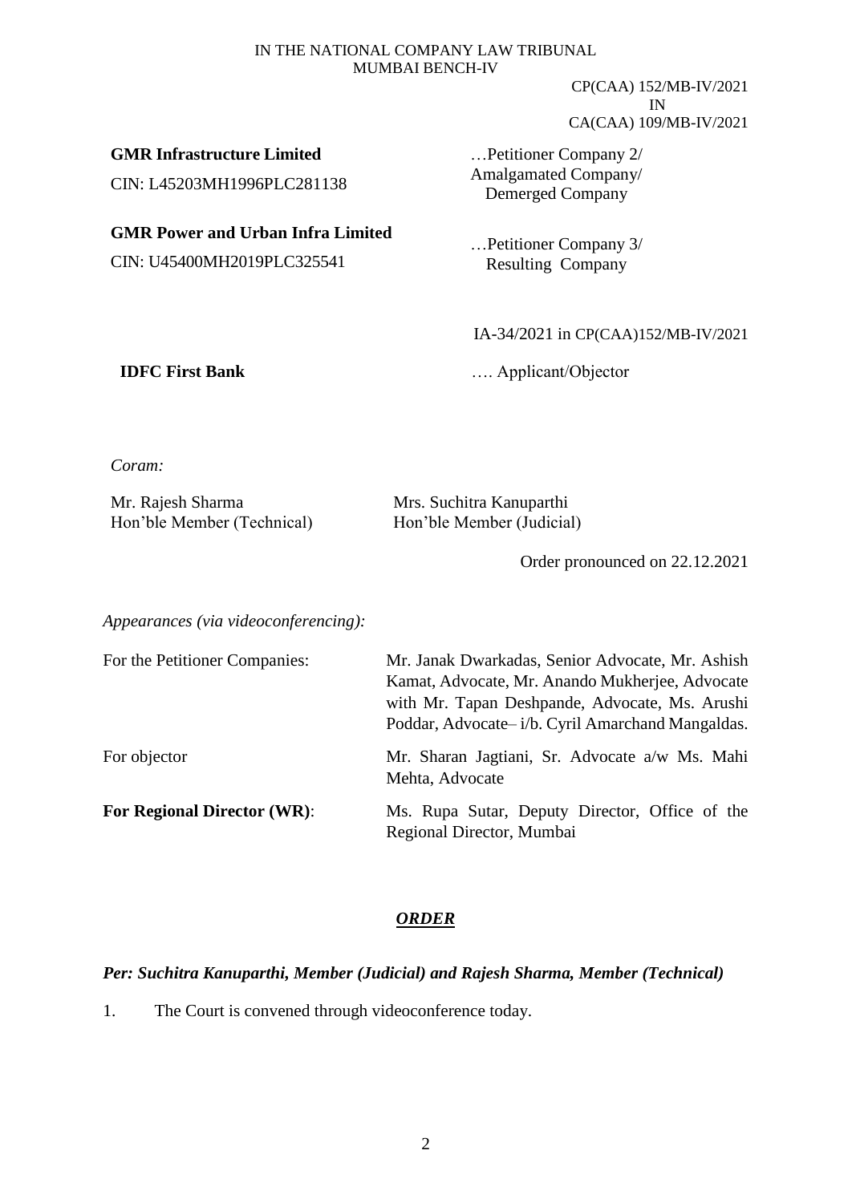IN THE NATIONAL COMPANY LAW TRIBUNAL
MUMBAI BENCH-IV

CP(CAA) 152/MB-IV/2021
IN
CA(CAA) 109/MB-IV/2021

| | |
|---|---|
| **GMR Infrastructure Limited**<br>CIN: L45203MH1996PLC281138 | …Petitioner Company 2/ Amalgamated Company/ Demerged Company |
| **GMR Power and Urban Infra Limited**<br>CIN: U45400MH2019PLC325541 | …Petitioner Company 3/ Resulting Company |

IA-34/2021 in CP(CAA)152/MB-IV/2021

**IDFC First Bank** …. Applicant/Objector

*Coram:*

| | |
|---|---|
| Mr. Rajesh Sharma<br>Hon'ble Member (Technical) | Mrs. Suchitra Kanuparthi<br>Hon'ble Member (Judicial) |

Order pronounced on 22.12.2021

*Appearances (via videoconferencing):*

| | |
|---|---|
| For the Petitioner Companies: | Mr. Janak Dwarkadas, Senior Advocate, Mr. Ashish Kamat, Advocate, Mr. Anando Mukherjee, Advocate with Mr. Tapan Deshpande, Advocate, Ms. Arushi Poddar, Advocate– i/b. Cyril Amarchand Mangaldas. |
| For objector | Mr. Sharan Jagtiani, Sr. Advocate a/w Ms. Mahi Mehta, Advocate |
| **For Regional Director (WR)**: | Ms. Rupa Sutar, Deputy Director, Office of the Regional Director, Mumbai |

## *ORDER*

***Per: Suchitra Kanuparthi, Member (Judicial) and Rajesh Sharma, Member (Technical)***

1. The Court is convened through videoconference today.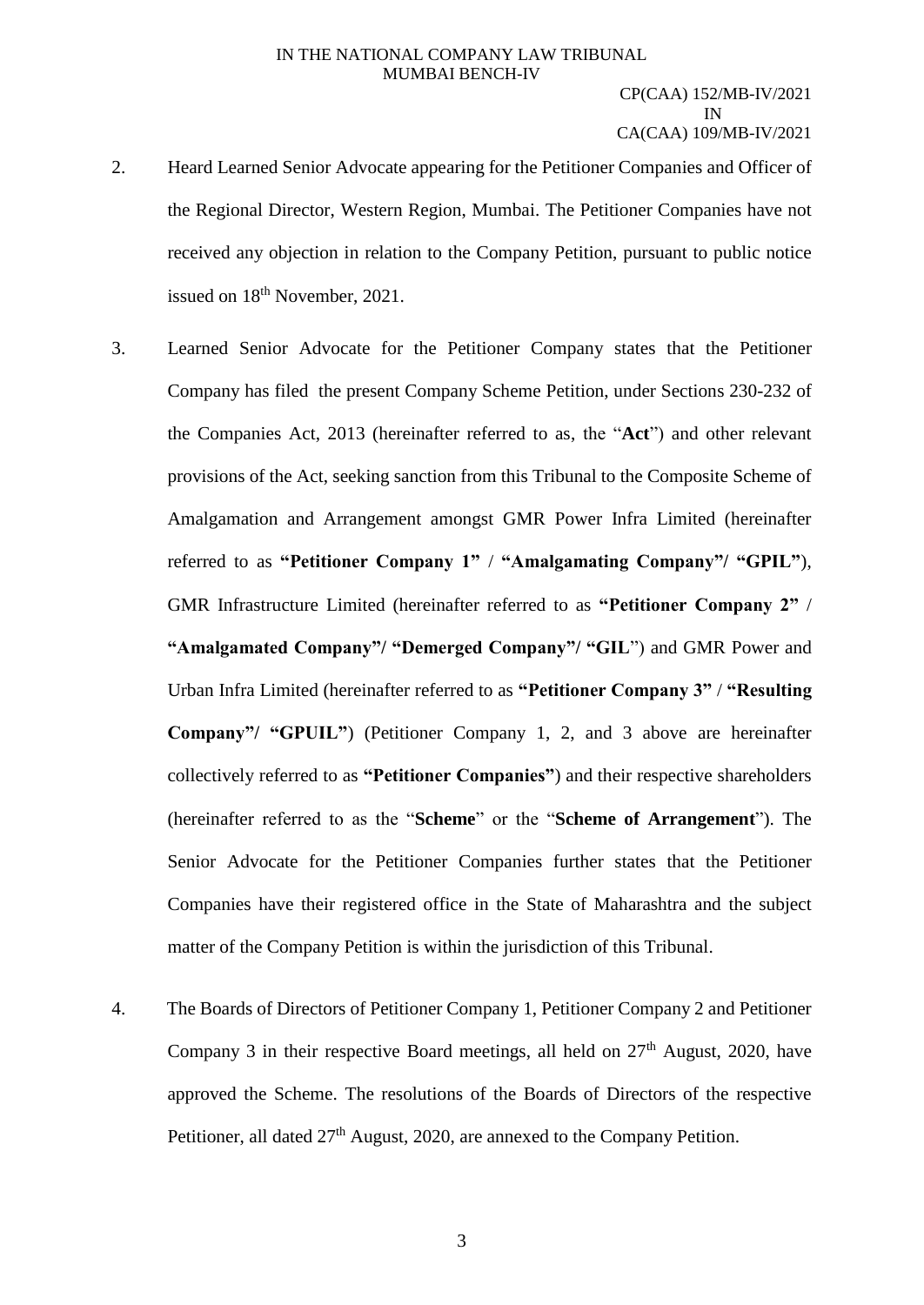2. Heard Learned Senior Advocate appearing for the Petitioner Companies and Officer of the Regional Director, Western Region, Mumbai. The Petitioner Companies have not received any objection in relation to the Company Petition, pursuant to public notice issued on 18th November, 2021.

3. Learned Senior Advocate for the Petitioner Company states that the Petitioner Company has filed the present Company Scheme Petition, under Sections 230-232 of the Companies Act, 2013 (hereinafter referred to as, the "**Act**") and other relevant provisions of the Act, seeking sanction from this Tribunal to the Composite Scheme of Amalgamation and Arrangement amongst GMR Power Infra Limited (hereinafter referred to as **"Petitioner Company 1" / "Amalgamating Company"/ "GPIL"**), GMR Infrastructure Limited (hereinafter referred to as **"Petitioner Company 2" / "Amalgamated Company"/ "Demerged Company"/ "GIL**") and GMR Power and Urban Infra Limited (hereinafter referred to as **"Petitioner Company 3" / "Resulting Company"/ "GPUIL"**) (Petitioner Company 1, 2, and 3 above are hereinafter collectively referred to as **"Petitioner Companies"**) and their respective shareholders (hereinafter referred to as the "**Scheme**" or the "**Scheme of Arrangement**"). The Senior Advocate for the Petitioner Companies further states that the Petitioner Companies have their registered office in the State of Maharashtra and the subject matter of the Company Petition is within the jurisdiction of this Tribunal.

4. The Boards of Directors of Petitioner Company 1, Petitioner Company 2 and Petitioner Company 3 in their respective Board meetings, all held on 27th August, 2020, have approved the Scheme. The resolutions of the Boards of Directors of the respective Petitioner, all dated 27th August, 2020, are annexed to the Company Petition.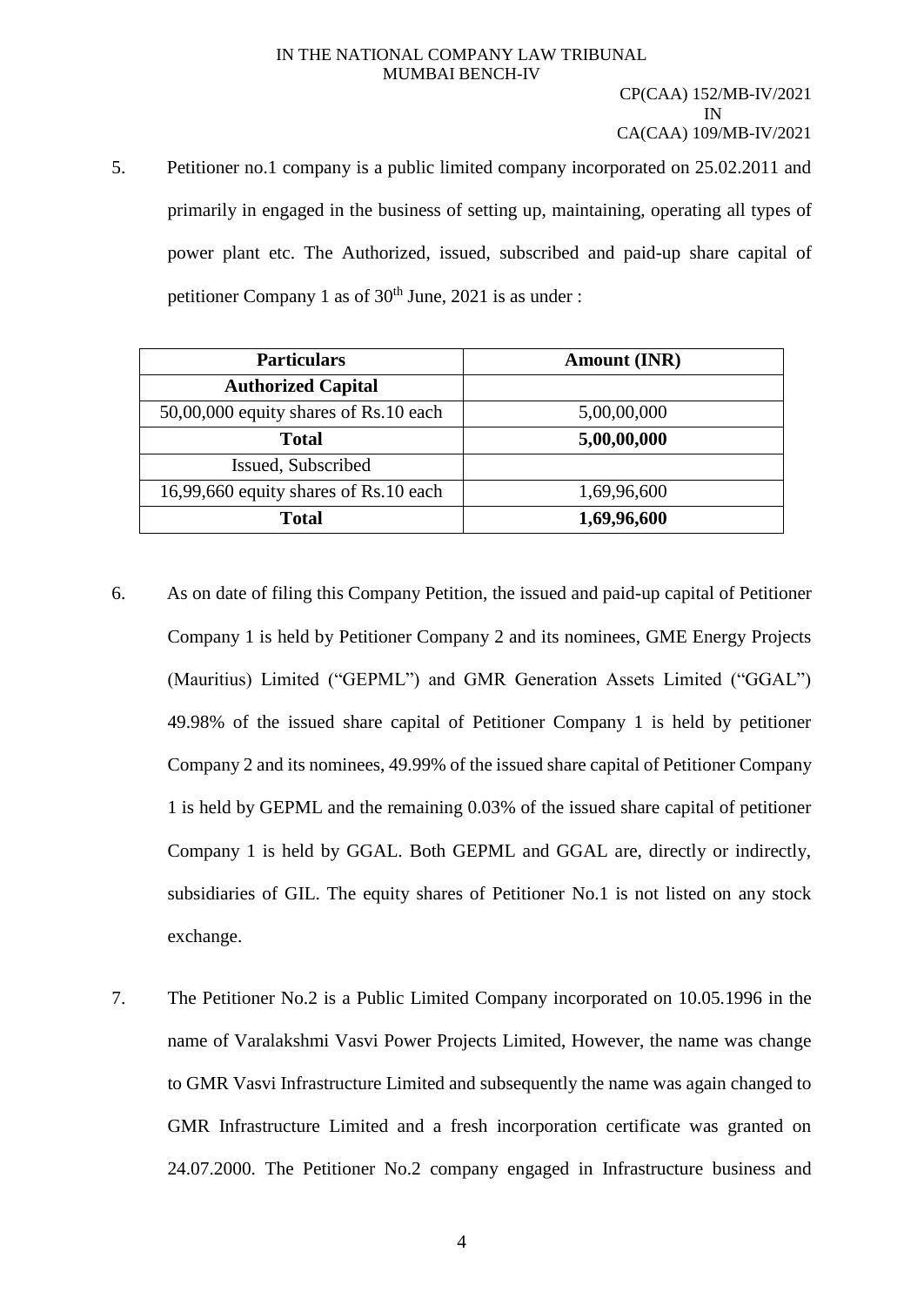5. Petitioner no.1 company is a public limited company incorporated on 25.02.2011 and primarily in engaged in the business of setting up, maintaining, operating all types of power plant etc. The Authorized, issued, subscribed and paid-up share capital of petitioner Company 1 as of 30th June, 2021 is as under :

| Particulars | Amount (INR) |
|---|---|
| **Authorized Capital** | |
| 50,00,000 equity shares of Rs.10 each | 5,00,00,000 |
| **Total** | **5,00,00,000** |
| Issued, Subscribed | |
| 16,99,660 equity shares of Rs.10 each | 1,69,96,600 |
| **Total** | **1,69,96,600** |

6. As on date of filing this Company Petition, the issued and paid-up capital of Petitioner Company 1 is held by Petitioner Company 2 and its nominees, GME Energy Projects (Mauritius) Limited ("GEPML") and GMR Generation Assets Limited ("GGAL") 49.98% of the issued share capital of Petitioner Company 1 is held by petitioner Company 2 and its nominees, 49.99% of the issued share capital of Petitioner Company 1 is held by GEPML and the remaining 0.03% of the issued share capital of petitioner Company 1 is held by GGAL. Both GEPML and GGAL are, directly or indirectly, subsidiaries of GIL. The equity shares of Petitioner No.1 is not listed on any stock exchange.

7. The Petitioner No.2 is a Public Limited Company incorporated on 10.05.1996 in the name of Varalakshmi Vasvi Power Projects Limited, However, the name was change to GMR Vasvi Infrastructure Limited and subsequently the name was again changed to GMR Infrastructure Limited and a fresh incorporation certificate was granted on 24.07.2000. The Petitioner No.2 company engaged in Infrastructure business and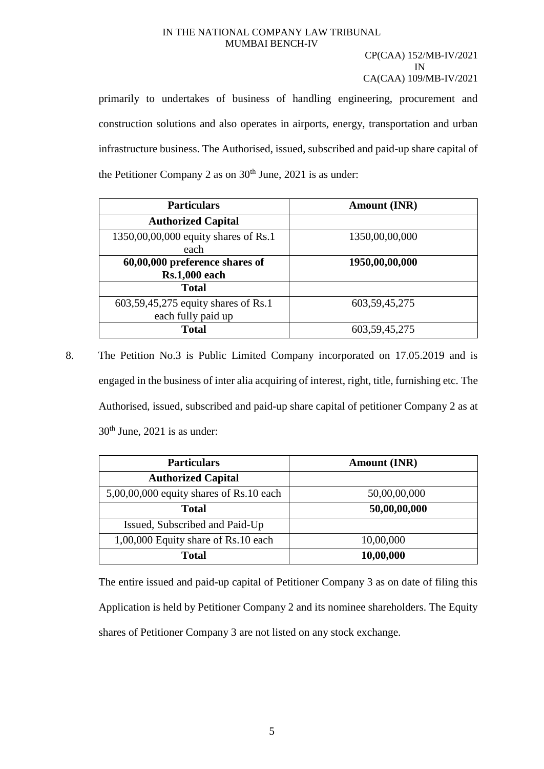primarily to undertakes of business of handling engineering, procurement and construction solutions and also operates in airports, energy, transportation and urban infrastructure business. The Authorised, issued, subscribed and paid-up share capital of the Petitioner Company 2 as on 30th June, 2021 is as under:

| Particulars | Amount (INR) |
|---|---|
| **Authorized Capital** | |
| 1350,00,00,000 equity shares of Rs.1 each | 1350,00,00,000 |
| **60,00,000 preference shares of Rs.1,000 each** | **1950,00,00,000** |
| **Total** | |
| 603,59,45,275 equity shares of Rs.1 each fully paid up | 603,59,45,275 |
| **Total** | 603,59,45,275 |

8. The Petition No.3 is Public Limited Company incorporated on 17.05.2019 and is engaged in the business of inter alia acquiring of interest, right, title, furnishing etc. The Authorised, issued, subscribed and paid-up share capital of petitioner Company 2 as at 30th June, 2021 is as under:

| Particulars | Amount (INR) |
|---|---|
| **Authorized Capital** | |
| 5,00,00,000 equity shares of Rs.10 each | 50,00,00,000 |
| **Total** | **50,00,00,000** |
| Issued, Subscribed and Paid-Up | |
| 1,00,000 Equity share of Rs.10 each | 10,00,000 |
| **Total** | **10,00,000** |

The entire issued and paid-up capital of Petitioner Company 3 as on date of filing this Application is held by Petitioner Company 2 and its nominee shareholders. The Equity shares of Petitioner Company 3 are not listed on any stock exchange.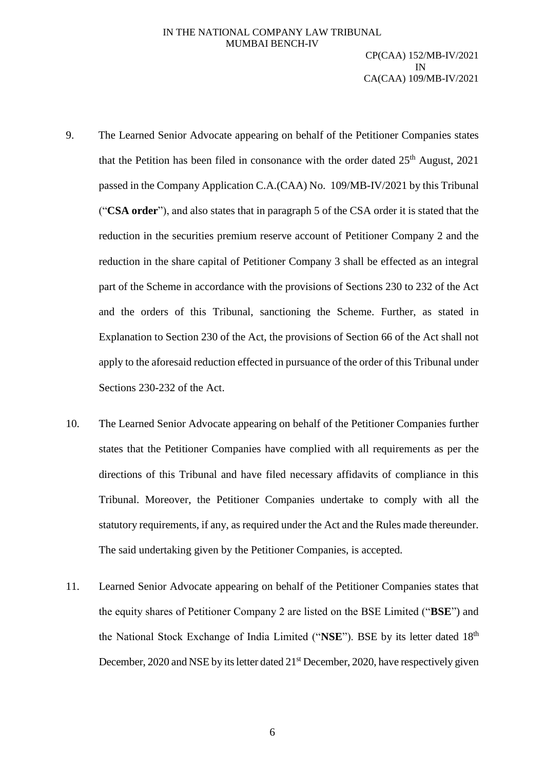9. The Learned Senior Advocate appearing on behalf of the Petitioner Companies states that the Petition has been filed in consonance with the order dated 25th August, 2021 passed in the Company Application C.A.(CAA) No. 109/MB-IV/2021 by this Tribunal ("**CSA order**"), and also states that in paragraph 5 of the CSA order it is stated that the reduction in the securities premium reserve account of Petitioner Company 2 and the reduction in the share capital of Petitioner Company 3 shall be effected as an integral part of the Scheme in accordance with the provisions of Sections 230 to 232 of the Act and the orders of this Tribunal, sanctioning the Scheme. Further, as stated in Explanation to Section 230 of the Act, the provisions of Section 66 of the Act shall not apply to the aforesaid reduction effected in pursuance of the order of this Tribunal under Sections 230-232 of the Act.

10. The Learned Senior Advocate appearing on behalf of the Petitioner Companies further states that the Petitioner Companies have complied with all requirements as per the directions of this Tribunal and have filed necessary affidavits of compliance in this Tribunal. Moreover, the Petitioner Companies undertake to comply with all the statutory requirements, if any, as required under the Act and the Rules made thereunder. The said undertaking given by the Petitioner Companies, is accepted.

11. Learned Senior Advocate appearing on behalf of the Petitioner Companies states that the equity shares of Petitioner Company 2 are listed on the BSE Limited ("**BSE**") and the National Stock Exchange of India Limited ("**NSE**"). BSE by its letter dated 18th December, 2020 and NSE by its letter dated 21st December, 2020, have respectively given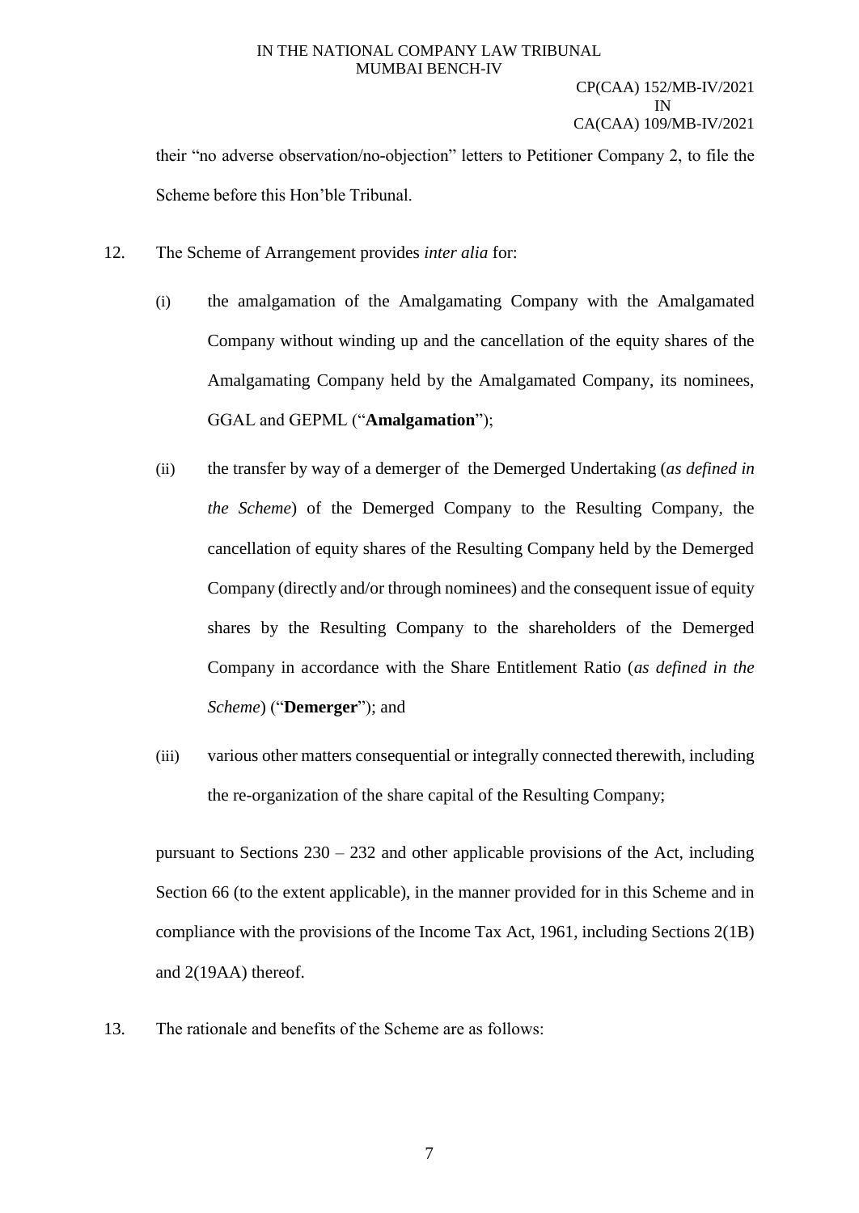their "no adverse observation/no-objection" letters to Petitioner Company 2, to file the Scheme before this Hon'ble Tribunal.

12. The Scheme of Arrangement provides *inter alia* for:

    (i) the amalgamation of the Amalgamating Company with the Amalgamated Company without winding up and the cancellation of the equity shares of the Amalgamating Company held by the Amalgamated Company, its nominees, GGAL and GEPML ("**Amalgamation**");

    (ii) the transfer by way of a demerger of the Demerged Undertaking (*as defined in the Scheme*) of the Demerged Company to the Resulting Company, the cancellation of equity shares of the Resulting Company held by the Demerged Company (directly and/or through nominees) and the consequent issue of equity shares by the Resulting Company to the shareholders of the Demerged Company in accordance with the Share Entitlement Ratio (*as defined in the Scheme*) ("**Demerger**"); and

    (iii) various other matters consequential or integrally connected therewith, including the re-organization of the share capital of the Resulting Company;

    pursuant to Sections 230 – 232 and other applicable provisions of the Act, including Section 66 (to the extent applicable), in the manner provided for in this Scheme and in compliance with the provisions of the Income Tax Act, 1961, including Sections 2(1B) and 2(19AA) thereof.

13. The rationale and benefits of the Scheme are as follows: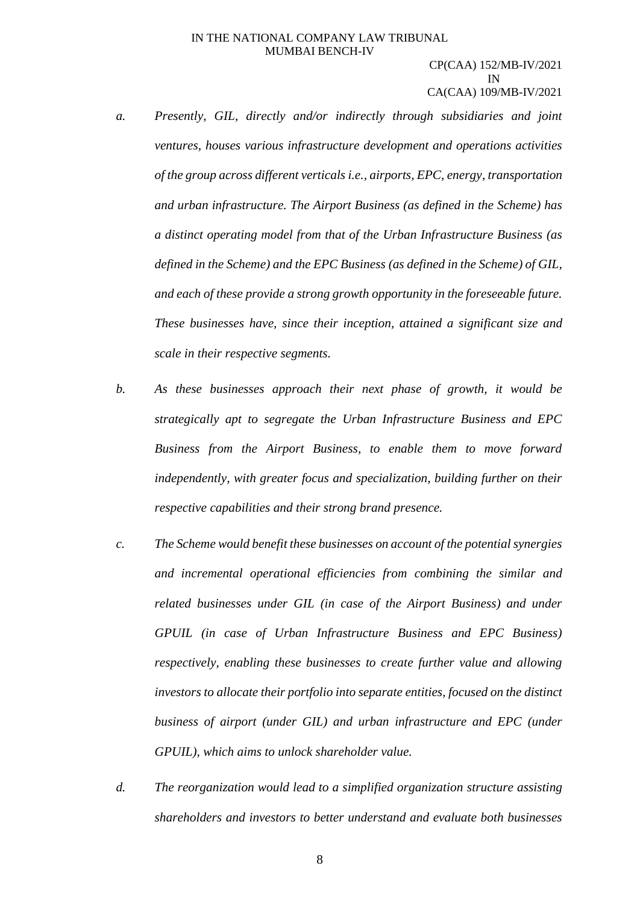*a.* *Presently, GIL, directly and/or indirectly through subsidiaries and joint ventures, houses various infrastructure development and operations activities of the group across different verticals i.e., airports, EPC, energy, transportation and urban infrastructure. The Airport Business (as defined in the Scheme) has a distinct operating model from that of the Urban Infrastructure Business (as defined in the Scheme) and the EPC Business (as defined in the Scheme) of GIL, and each of these provide a strong growth opportunity in the foreseeable future. These businesses have, since their inception, attained a significant size and scale in their respective segments.*

*b.* *As these businesses approach their next phase of growth, it would be strategically apt to segregate the Urban Infrastructure Business and EPC Business from the Airport Business, to enable them to move forward independently, with greater focus and specialization, building further on their respective capabilities and their strong brand presence.*

*c.* *The Scheme would benefit these businesses on account of the potential synergies and incremental operational efficiencies from combining the similar and related businesses under GIL (in case of the Airport Business) and under GPUIL (in case of Urban Infrastructure Business and EPC Business) respectively, enabling these businesses to create further value and allowing investors to allocate their portfolio into separate entities, focused on the distinct business of airport (under GIL) and urban infrastructure and EPC (under GPUIL), which aims to unlock shareholder value.*

*d.* *The reorganization would lead to a simplified organization structure assisting shareholders and investors to better understand and evaluate both businesses*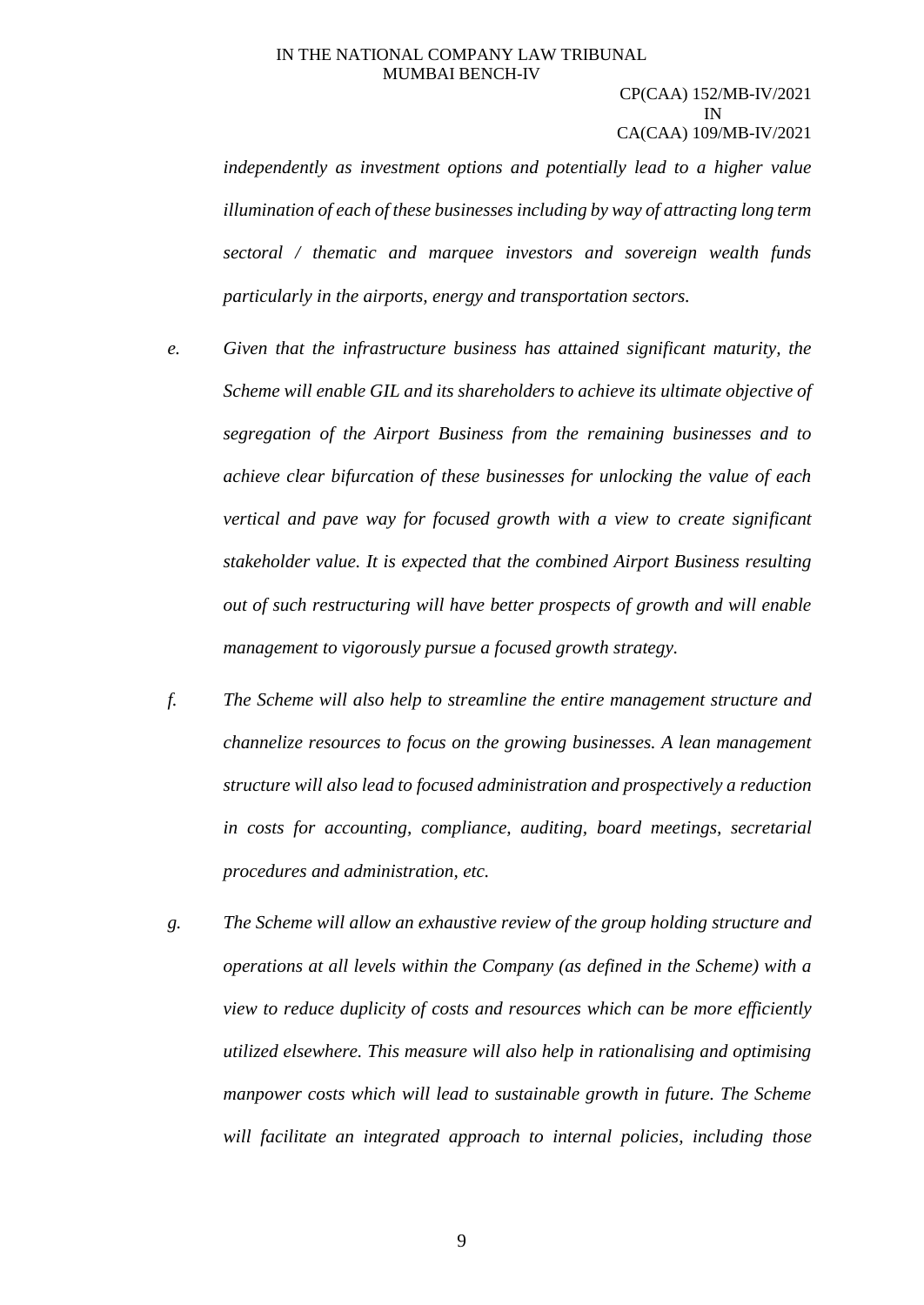*independently as investment options and potentially lead to a higher value illumination of each of these businesses including by way of attracting long term sectoral / thematic and marquee investors and sovereign wealth funds particularly in the airports, energy and transportation sectors.*

*e. Given that the infrastructure business has attained significant maturity, the Scheme will enable GIL and its shareholders to achieve its ultimate objective of segregation of the Airport Business from the remaining businesses and to achieve clear bifurcation of these businesses for unlocking the value of each vertical and pave way for focused growth with a view to create significant stakeholder value. It is expected that the combined Airport Business resulting out of such restructuring will have better prospects of growth and will enable management to vigorously pursue a focused growth strategy.*

*f. The Scheme will also help to streamline the entire management structure and channelize resources to focus on the growing businesses. A lean management structure will also lead to focused administration and prospectively a reduction in costs for accounting, compliance, auditing, board meetings, secretarial procedures and administration, etc.*

*g. The Scheme will allow an exhaustive review of the group holding structure and operations at all levels within the Company (as defined in the Scheme) with a view to reduce duplicity of costs and resources which can be more efficiently utilized elsewhere. This measure will also help in rationalising and optimising manpower costs which will lead to sustainable growth in future. The Scheme will facilitate an integrated approach to internal policies, including those*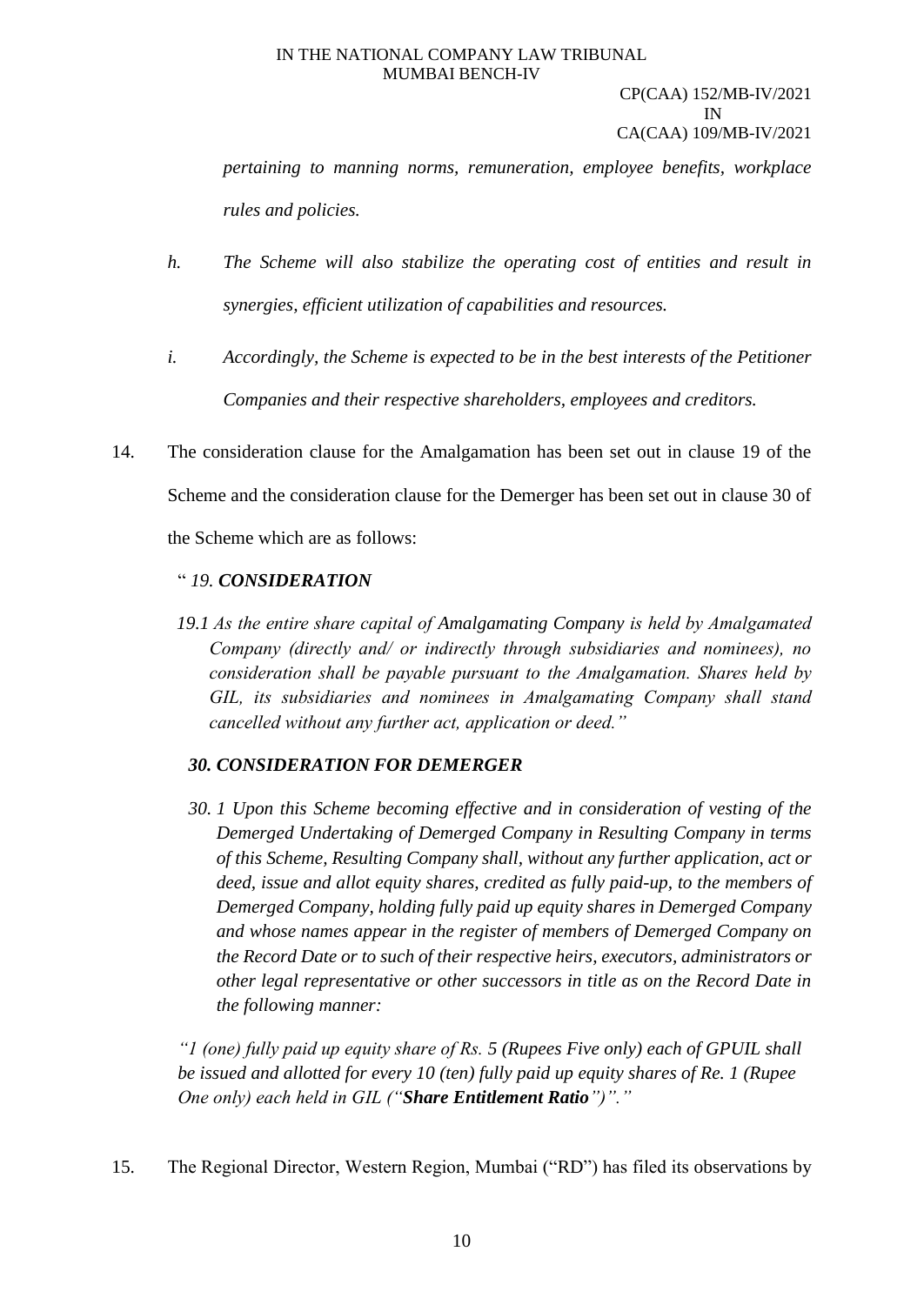*pertaining to manning norms, remuneration, employee benefits, workplace rules and policies.*

*h. The Scheme will also stabilize the operating cost of entities and result in synergies, efficient utilization of capabilities and resources.*

*i. Accordingly, the Scheme is expected to be in the best interests of the Petitioner Companies and their respective shareholders, employees and creditors.*

14. The consideration clause for the Amalgamation has been set out in clause 19 of the Scheme and the consideration clause for the Demerger has been set out in clause 30 of the Scheme which are as follows:

" *19. **CONSIDERATION***

*19.1 As the entire share capital of Amalgamating Company is held by Amalgamated Company (directly and/ or indirectly through subsidiaries and nominees), no consideration shall be payable pursuant to the Amalgamation. Shares held by GIL, its subsidiaries and nominees in Amalgamating Company shall stand cancelled without any further act, application or deed."*

***30. CONSIDERATION FOR DEMERGER***

*30. 1 Upon this Scheme becoming effective and in consideration of vesting of the Demerged Undertaking of Demerged Company in Resulting Company in terms of this Scheme, Resulting Company shall, without any further application, act or deed, issue and allot equity shares, credited as fully paid-up, to the members of Demerged Company, holding fully paid up equity shares in Demerged Company and whose names appear in the register of members of Demerged Company on the Record Date or to such of their respective heirs, executors, administrators or other legal representative or other successors in title as on the Record Date in the following manner:*

*"1 (one) fully paid up equity share of Rs. 5 (Rupees Five only) each of GPUIL shall be issued and allotted for every 10 (ten) fully paid up equity shares of Re. 1 (Rupee One only) each held in GIL ("**Share Entitlement Ratio**")"."*

15. The Regional Director, Western Region, Mumbai ("RD") has filed its observations by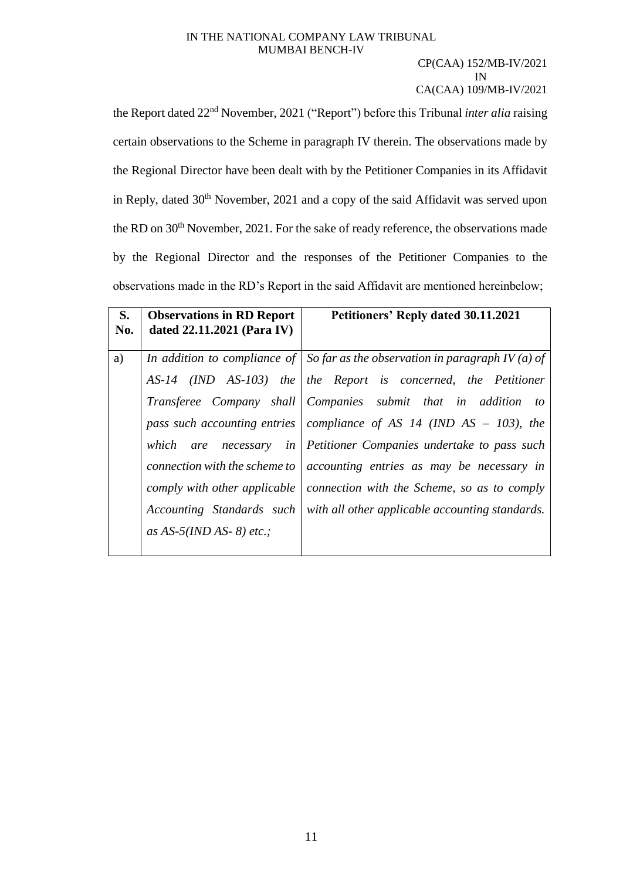the Report dated 22nd November, 2021 ("Report") before this Tribunal *inter alia* raising certain observations to the Scheme in paragraph IV therein. The observations made by the Regional Director have been dealt with by the Petitioner Companies in its Affidavit in Reply, dated 30th November, 2021 and a copy of the said Affidavit was served upon the RD on 30th November, 2021. For the sake of ready reference, the observations made by the Regional Director and the responses of the Petitioner Companies to the observations made in the RD's Report in the said Affidavit are mentioned hereinbelow;

| S. No. | Observations in RD Report dated 22.11.2021 (Para IV) | Petitioners' Reply dated 30.11.2021 |
|---|---|---|
| a) | *In addition to compliance of AS-14 (IND AS-103) the Transferee Company shall pass such accounting entries which are necessary in connection with the scheme to comply with other applicable Accounting Standards such as AS-5(IND AS- 8) etc.;* | *So far as the observation in paragraph IV (a) of the Report is concerned, the Petitioner Companies submit that in addition to compliance of AS 14 (IND AS – 103), the Petitioner Companies undertake to pass such accounting entries as may be necessary in connection with the Scheme, so as to comply with all other applicable accounting standards.* |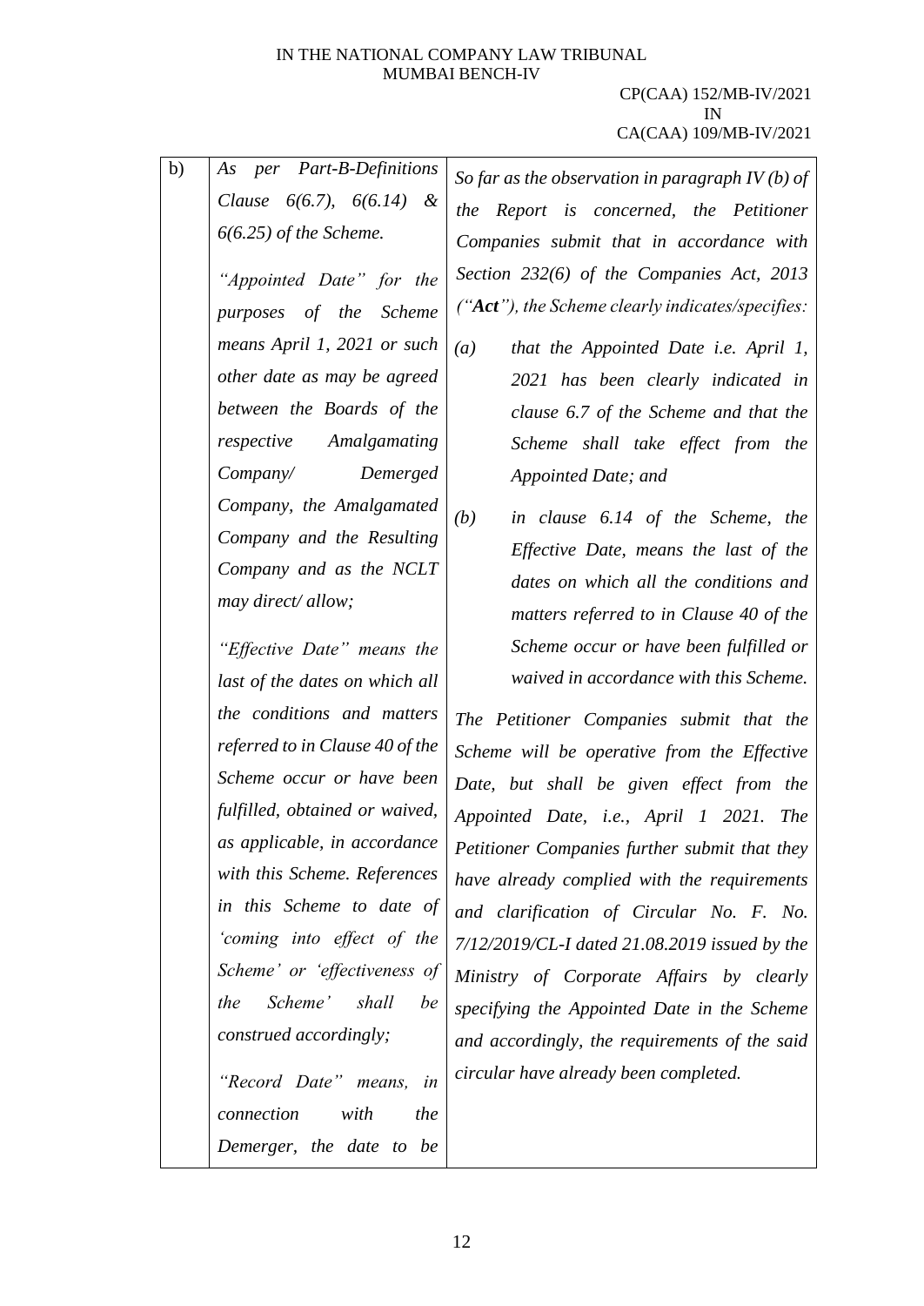| b) | *As per Part-B-Definitions Clause 6(6.7), 6(6.14) & 6(6.25) of the Scheme.*<br><br>*"Appointed Date" for the purposes of the Scheme means April 1, 2021 or such other date as may be agreed between the Boards of the respective Amalgamating Company/ Demerged Company, the Amalgamated Company and the Resulting Company and as the NCLT may direct/ allow;*<br><br>*"Effective Date" means the last of the dates on which all the conditions and matters referred to in Clause 40 of the Scheme occur or have been fulfilled, obtained or waived, as applicable, in accordance with this Scheme. References in this Scheme to date of 'coming into effect of the Scheme' or 'effectiveness of the Scheme' shall be construed accordingly;*<br><br>*"Record Date" means, in connection with the Demerger, the date to be* | *So far as the observation in paragraph IV (b) of the Report is concerned, the Petitioner Companies submit that in accordance with Section 232(6) of the Companies Act, 2013 ("**Act**"), the Scheme clearly indicates/specifies:*<br><br>*(a) that the Appointed Date i.e. April 1, 2021 has been clearly indicated in clause 6.7 of the Scheme and that the Scheme shall take effect from the Appointed Date; and*<br><br>*(b) in clause 6.14 of the Scheme, the Effective Date, means the last of the dates on which all the conditions and matters referred to in Clause 40 of the Scheme occur or have been fulfilled or waived in accordance with this Scheme.*<br><br>*The Petitioner Companies submit that the Scheme will be operative from the Effective Date, but shall be given effect from the Appointed Date, i.e., April 1 2021. The Petitioner Companies further submit that they have already complied with the requirements and clarification of Circular No. F. No. 7/12/2019/CL-I dated 21.08.2019 issued by the Ministry of Corporate Affairs by clearly specifying the Appointed Date in the Scheme and accordingly, the requirements of the said circular have already been completed.* |
|---|---|---|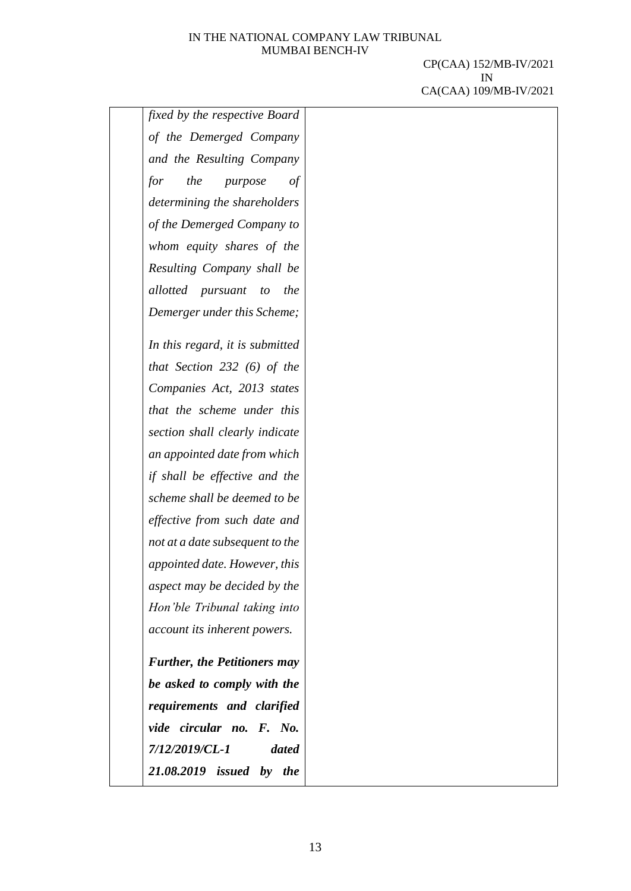| | | |
|---|---|---|
| | *fixed by the respective Board of the Demerged Company and the Resulting Company for the purpose of determining the shareholders of the Demerged Company to whom equity shares of the Resulting Company shall be allotted pursuant to the Demerger under this Scheme;*<br><br>*In this regard, it is submitted that Section 232 (6) of the Companies Act, 2013 states that the scheme under this section shall clearly indicate an appointed date from which if shall be effective and the scheme shall be deemed to be effective from such date and not at a date subsequent to the appointed date. However, this aspect may be decided by the Hon'ble Tribunal taking into account its inherent powers.*<br><br>***Further, the Petitioners may be asked to comply with the requirements and clarified vide circular no. F. No. 7/12/2019/CL-1 dated 21.08.2019 issued by the*** | |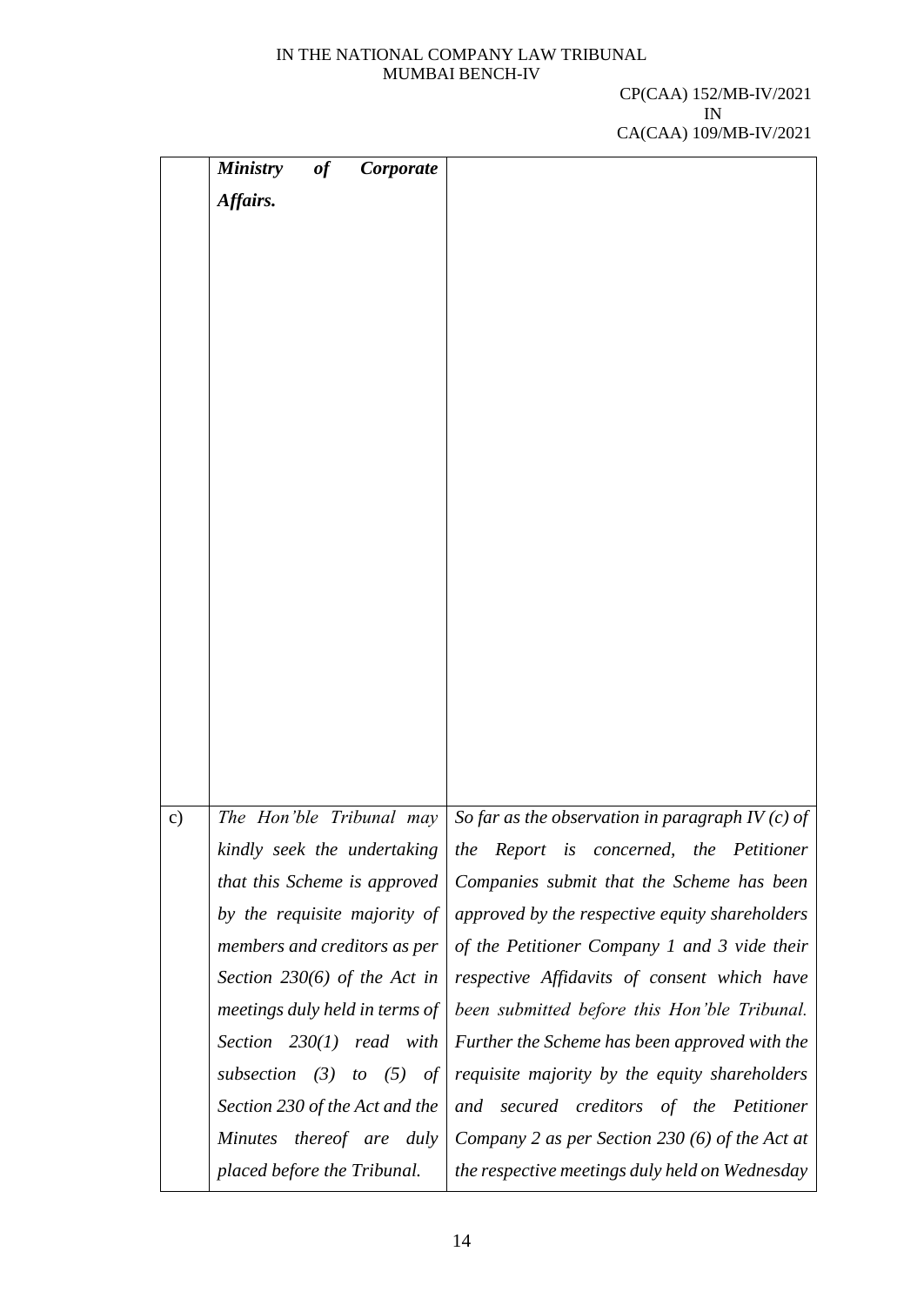|  |  |  |
|---|---|---|
|  | ***Ministry of Corporate Affairs.*** |  |
| c) | *The Hon'ble Tribunal may kindly seek the undertaking that this Scheme is approved by the requisite majority of members and creditors as per Section 230(6) of the Act in meetings duly held in terms of Section 230(1) read with subsection (3) to (5) of Section 230 of the Act and the Minutes thereof are duly placed before the Tribunal.* | *So far as the observation in paragraph IV (c) of the Report is concerned, the Petitioner Companies submit that the Scheme has been approved by the respective equity shareholders of the Petitioner Company 1 and 3 vide their respective Affidavits of consent which have been submitted before this Hon'ble Tribunal. Further the Scheme has been approved with the requisite majority by the equity shareholders and secured creditors of the Petitioner Company 2 as per Section 230 (6) of the Act at the respective meetings duly held on Wednesday* |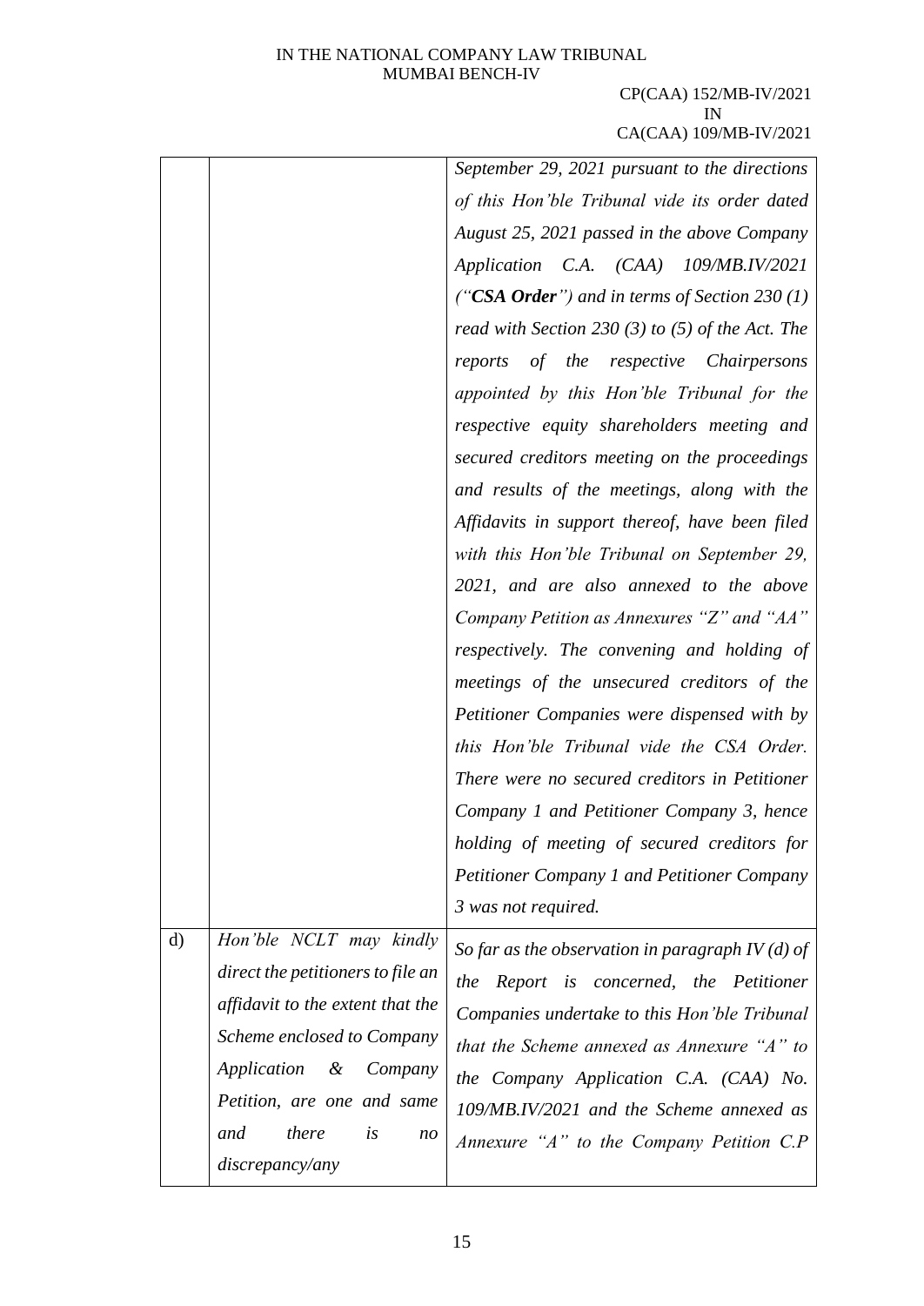| | | |
|---|---|---|
| | | *September 29, 2021 pursuant to the directions of this Hon'ble Tribunal vide its order dated August 25, 2021 passed in the above Company Application C.A. (CAA) 109/MB.IV/2021 ("**CSA Order**") and in terms of Section 230 (1) read with Section 230 (3) to (5) of the Act. The reports of the respective Chairpersons appointed by this Hon'ble Tribunal for the respective equity shareholders meeting and secured creditors meeting on the proceedings and results of the meetings, along with the Affidavits in support thereof, have been filed with this Hon'ble Tribunal on September 29, 2021, and are also annexed to the above Company Petition as Annexures "Z" and "AA" respectively. The convening and holding of meetings of the unsecured creditors of the Petitioner Companies were dispensed with by this Hon'ble Tribunal vide the CSA Order. There were no secured creditors in Petitioner Company 1 and Petitioner Company 3, hence holding of meeting of secured creditors for Petitioner Company 1 and Petitioner Company 3 was not required.* |
| d) | *Hon'ble NCLT may kindly direct the petitioners to file an affidavit to the extent that the Scheme enclosed to Company Application & Company Petition, are one and same and there is no discrepancy/any* | *So far as the observation in paragraph IV (d) of the Report is concerned, the Petitioner Companies undertake to this Hon'ble Tribunal that the Scheme annexed as Annexure "A" to the Company Application C.A. (CAA) No. 109/MB.IV/2021 and the Scheme annexed as Annexure "A" to the Company Petition C.P* |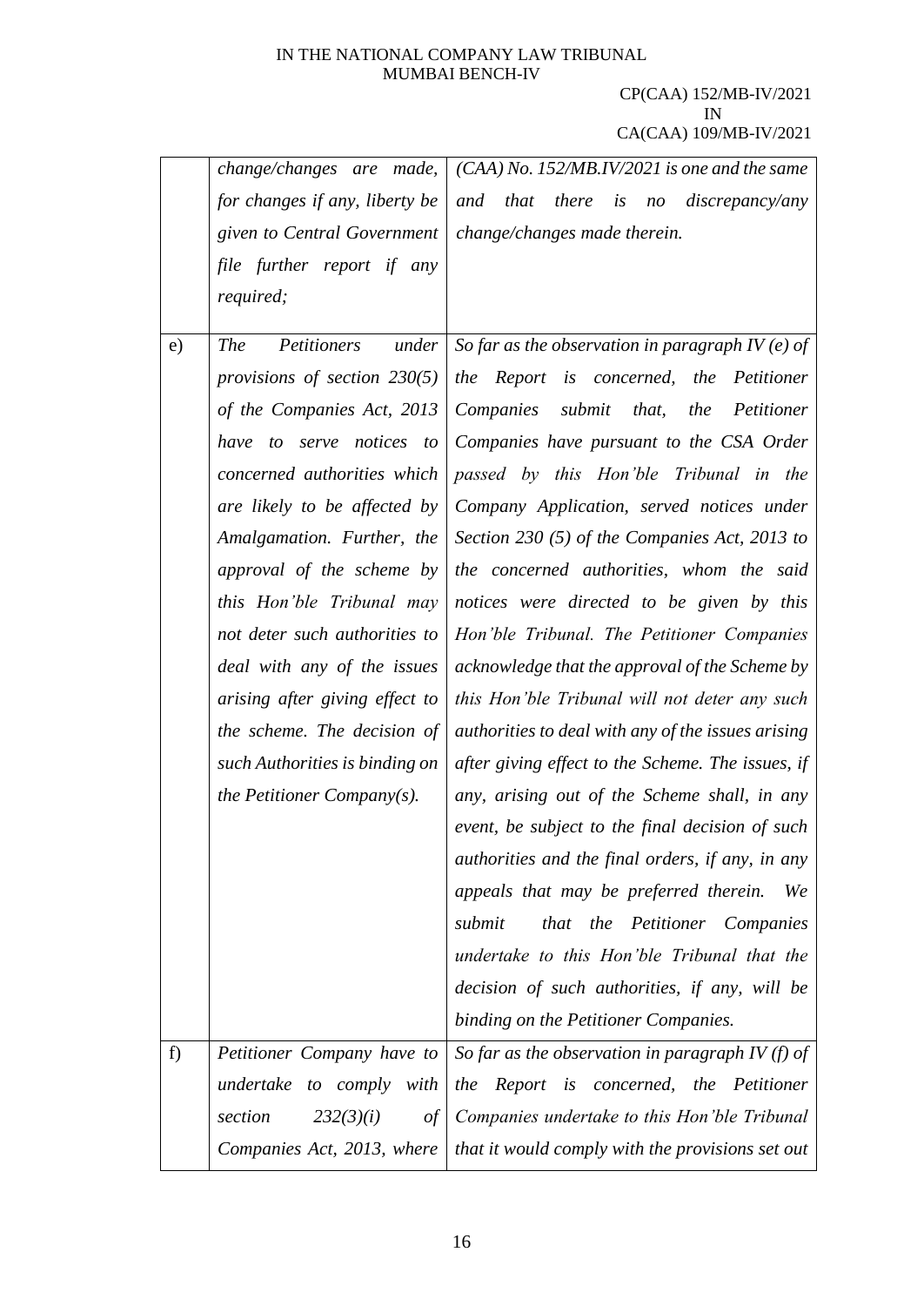| | | |
|---|---|---|
| | *change/changes are made, for changes if any, liberty be given to Central Government file further report if any required;* | *(CAA) No. 152/MB.IV/2021 is one and the same and that there is no discrepancy/any change/changes made therein.* |
| e) | *The Petitioners under provisions of section 230(5) of the Companies Act, 2013 have to serve notices to concerned authorities which are likely to be affected by Amalgamation. Further, the approval of the scheme by this Hon'ble Tribunal may not deter such authorities to deal with any of the issues arising after giving effect to the scheme. The decision of such Authorities is binding on the Petitioner Company(s).* | *So far as the observation in paragraph IV (e) of the Report is concerned, the Petitioner Companies submit that, the Petitioner Companies have pursuant to the CSA Order passed by this Hon'ble Tribunal in the Company Application, served notices under Section 230 (5) of the Companies Act, 2013 to the concerned authorities, whom the said notices were directed to be given by this Hon'ble Tribunal. The Petitioner Companies acknowledge that the approval of the Scheme by this Hon'ble Tribunal will not deter any such authorities to deal with any of the issues arising after giving effect to the Scheme. The issues, if any, arising out of the Scheme shall, in any event, be subject to the final decision of such authorities and the final orders, if any, in any appeals that may be preferred therein. We submit that the Petitioner Companies undertake to this Hon'ble Tribunal that the decision of such authorities, if any, will be binding on the Petitioner Companies.* |
| f) | *Petitioner Company have to undertake to comply with section 232(3)(i) of Companies Act, 2013, where* | *So far as the observation in paragraph IV (f) of the Report is concerned, the Petitioner Companies undertake to this Hon'ble Tribunal that it would comply with the provisions set out* |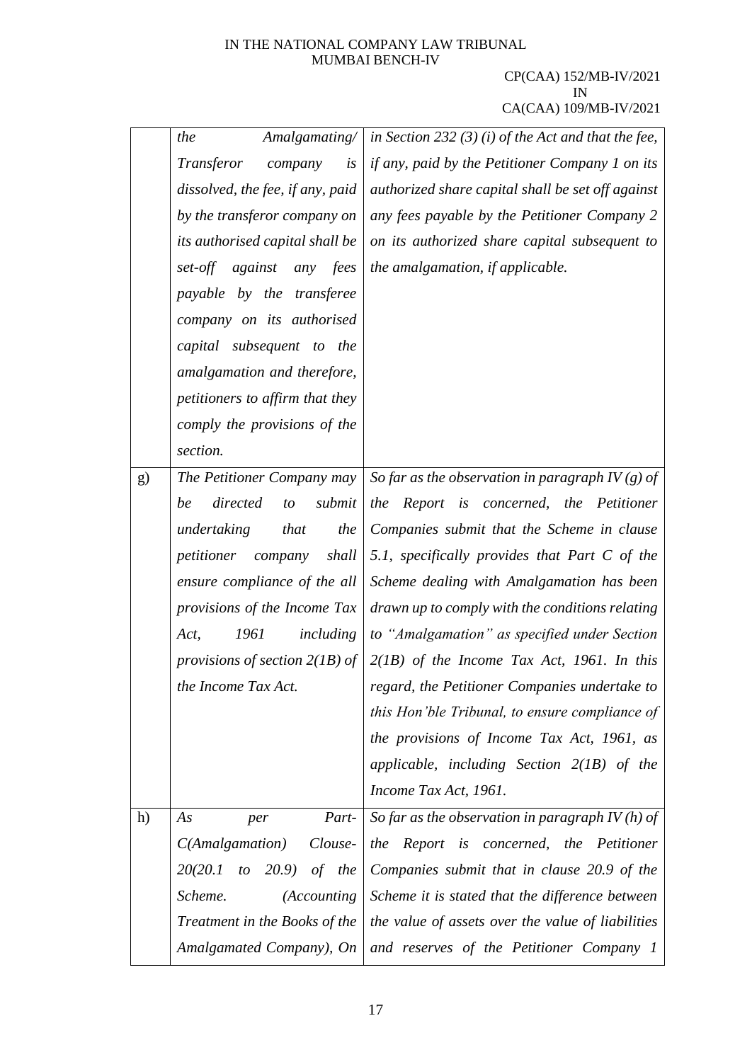| | | |
|---|---|---|
| | *the Amalgamating/ Transferor company is dissolved, the fee, if any, paid by the transferor company on its authorised capital shall be set-off against any fees payable by the transferee company on its authorised capital subsequent to the amalgamation and therefore, petitioners to affirm that they comply the provisions of the section.* | *in Section 232 (3) (i) of the Act and that the fee, if any, paid by the Petitioner Company 1 on its authorized share capital shall be set off against any fees payable by the Petitioner Company 2 on its authorized share capital subsequent to the amalgamation, if applicable.* |
| g) | *The Petitioner Company may be directed to submit undertaking that the petitioner company shall ensure compliance of the all provisions of the Income Tax Act, 1961 including provisions of section 2(1B) of the Income Tax Act.* | *So far as the observation in paragraph IV (g) of the Report is concerned, the Petitioner Companies submit that the Scheme in clause 5.1, specifically provides that Part C of the Scheme dealing with Amalgamation has been drawn up to comply with the conditions relating to "Amalgamation" as specified under Section 2(1B) of the Income Tax Act, 1961. In this regard, the Petitioner Companies undertake to this Hon'ble Tribunal, to ensure compliance of the provisions of Income Tax Act, 1961, as applicable, including Section 2(1B) of the Income Tax Act, 1961.* |
| h) | *As per Part-C(Amalgamation) Clouse-20(20.1 to 20.9) of the Scheme. (Accounting Treatment in the Books of the Amalgamated Company), On* | *So far as the observation in paragraph IV (h) of the Report is concerned, the Petitioner Companies submit that in clause 20.9 of the Scheme it is stated that the difference between the value of assets over the value of liabilities and reserves of the Petitioner Company 1* |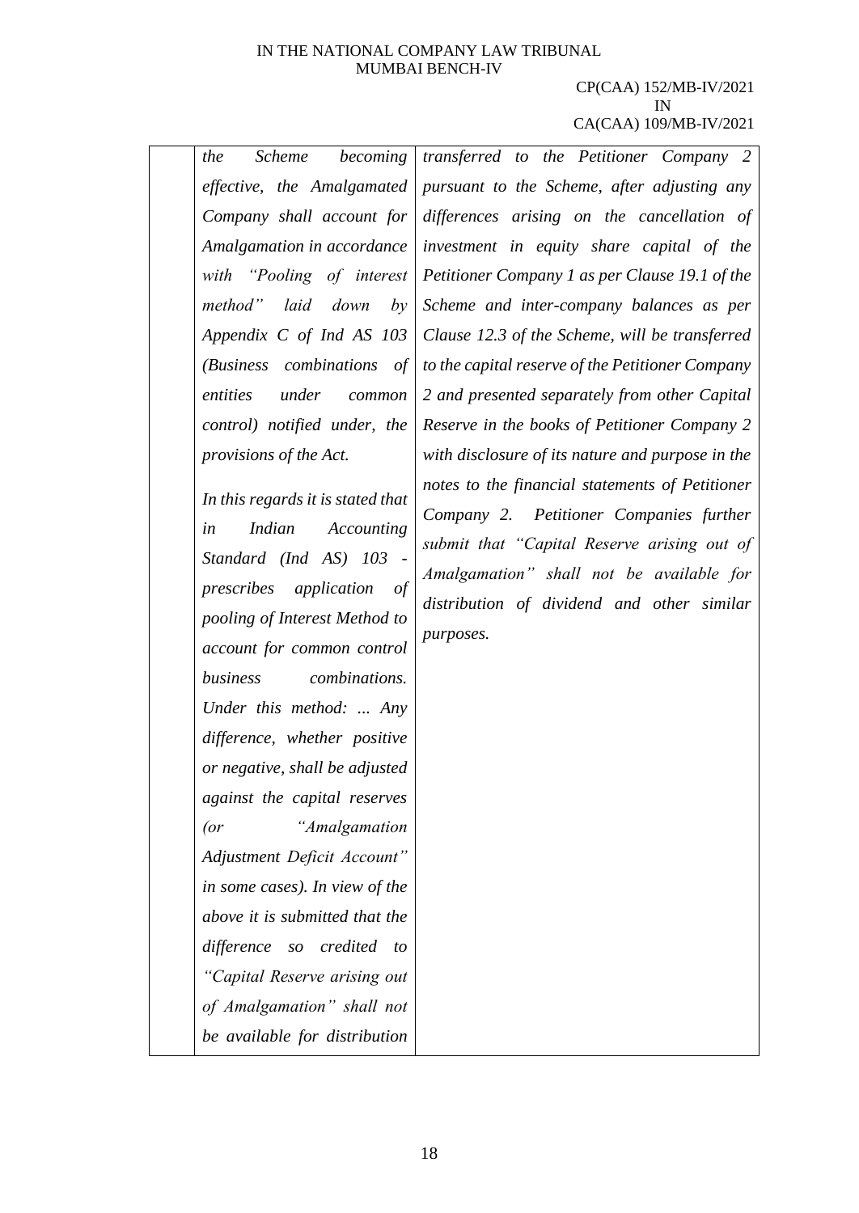|  | *the Scheme becoming effective, the Amalgamated Company shall account for Amalgamation in accordance with "Pooling of interest method" laid down by Appendix C of Ind AS 103 (Business combinations of entities under common control) notified under, the provisions of the Act.*<br><br>*In this regards it is stated that in Indian Accounting Standard (Ind AS) 103 - prescribes application of pooling of Interest Method to account for common control business combinations. Under this method: ... Any difference, whether positive or negative, shall be adjusted against the capital reserves (or "Amalgamation Adjustment Deficit Account" in some cases). In view of the above it is submitted that the difference so credited to "Capital Reserve arising out of Amalgamation" shall not be available for distribution* | *transferred to the Petitioner Company 2 pursuant to the Scheme, after adjusting any differences arising on the cancellation of investment in equity share capital of the Petitioner Company 1 as per Clause 19.1 of the Scheme and inter-company balances as per Clause 12.3 of the Scheme, will be transferred to the capital reserve of the Petitioner Company 2 and presented separately from other Capital Reserve in the books of Petitioner Company 2 with disclosure of its nature and purpose in the notes to the financial statements of Petitioner Company 2. Petitioner Companies further submit that "Capital Reserve arising out of Amalgamation" shall not be available for distribution of dividend and other similar purposes.* |
|---|---|---|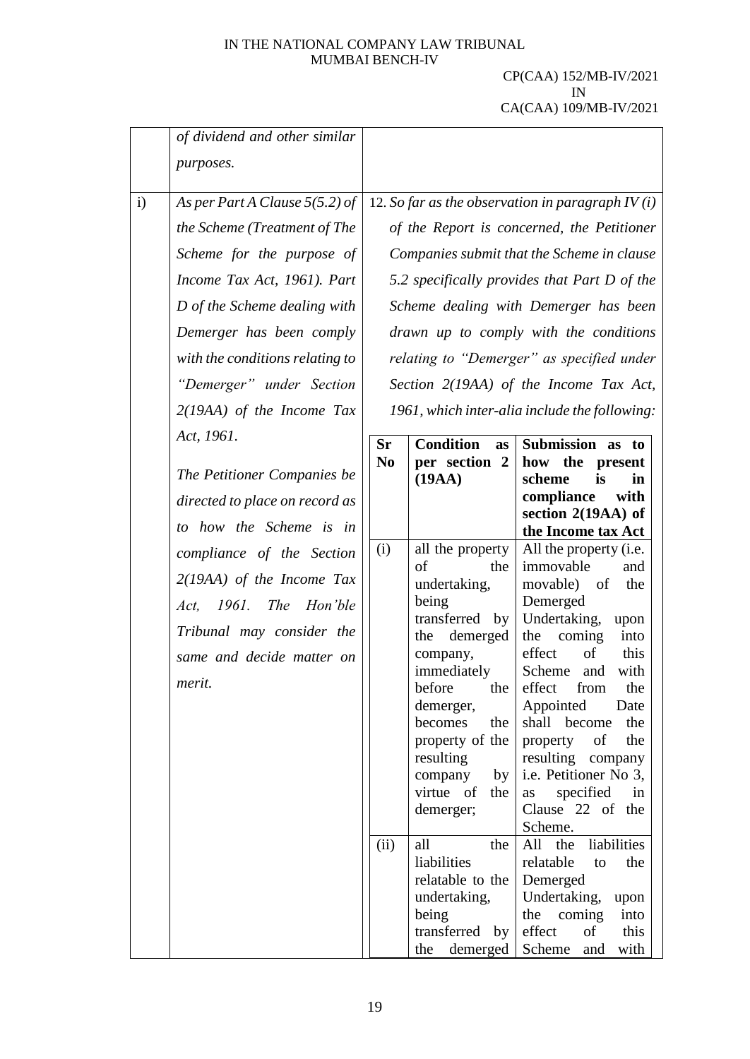| | | |
|---|---|---|
| | *of dividend and other similar purposes.* | |
| i) | *As per Part A Clause 5(5.2) of the Scheme (Treatment of The Scheme for the purpose of Income Tax Act, 1961). Part D of the Scheme dealing with Demerger has been comply with the conditions relating to "Demerger" under Section 2(19AA) of the Income Tax Act, 1961.*<br><br>*The Petitioner Companies be directed to place on record as to how the Scheme is in compliance of the Section 2(19AA) of the Income Tax Act, 1961. The Hon'ble Tribunal may consider the same and decide matter on merit.* | 12. *So far as the observation in paragraph IV (i) of the Report is concerned, the Petitioner Companies submit that the Scheme in clause 5.2 specifically provides that Part D of the Scheme dealing with Demerger has been drawn up to comply with the conditions relating to "Demerger" as specified under Section 2(19AA) of the Income Tax Act, 1961, which inter-alia include the following:* |

| Sr No | Condition as per section 2 (19AA) | Submission as to how the present scheme is in compliance with section 2(19AA) of the Income tax Act |
|---|---|---|
| (i) | all the property of the undertaking, being transferred by the demerged company, immediately before the demerger, becomes the property of the resulting company by virtue of the demerger; | All the property (i.e. immovable and movable) of the Demerged Undertaking, upon the coming into effect of this Scheme and with effect from the Appointed Date shall become the property of the resulting company i.e. Petitioner No 3, as specified in Clause 22 of the Scheme. |
| (ii) | all the liabilities relatable to the undertaking, being transferred by the demerged | All the liabilities relatable to the Demerged Undertaking, upon the coming into effect of this Scheme and with |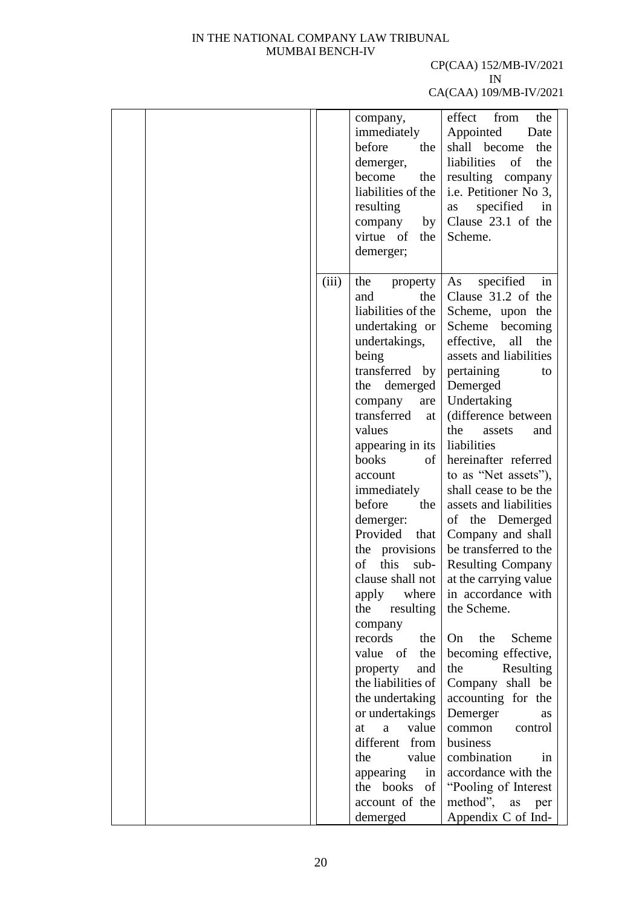| | | | | |
|---|---|---|---|---|
| | | | company, immediately before the demerger, become the liabilities of the resulting company by virtue of the demerger; | effect from the Appointed Date shall become the liabilities of the resulting company i.e. Petitioner No 3, as specified in Clause 23.1 of the Scheme. |
| | | (iii) | the property and the liabilities of the undertaking or undertakings, being transferred by the demerged company are transferred at values appearing in its books of account immediately before the demerger: Provided that the provisions of this sub-clause shall not apply where the resulting company records the value of the property and the liabilities of the undertaking or undertakings at a value different from the value appearing in the books of account of the demerged | As specified in Clause 31.2 of the Scheme, upon the Scheme becoming effective, all the assets and liabilities pertaining to Demerged Undertaking (difference between the assets and liabilities hereinafter referred to as "Net assets"), shall cease to be the assets and liabilities of the Demerged Company and shall be transferred to the Resulting Company at the carrying value in accordance with the Scheme.<br><br>On the Scheme becoming effective, the Resulting Company shall be accounting for the Demerger as common control business combination in accordance with the "Pooling of Interest method", as per Appendix C of Ind- |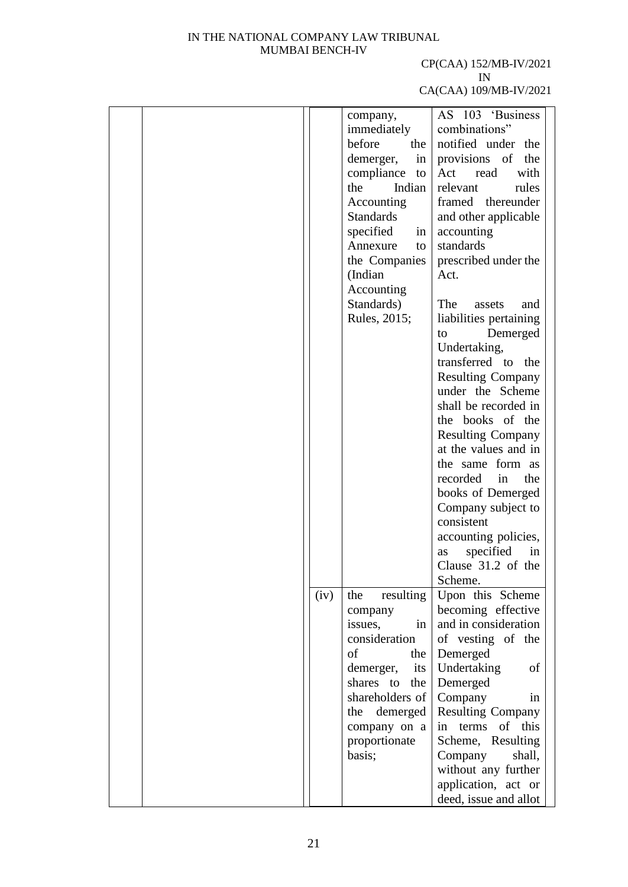| | | | | |
|---|---|---|---|---|
| | | | company, immediately before the demerger, in compliance to the Indian Accounting Standards specified in Annexure to the Companies (Indian Accounting Standards) Rules, 2015; | AS 103 'Business combinations" notified under the provisions of the Act read with relevant rules framed thereunder and other applicable accounting standards prescribed under the Act.<br><br>The assets and liabilities pertaining to Demerged Undertaking, transferred to the Resulting Company under the Scheme shall be recorded in the books of the Resulting Company at the values and in the same form as recorded in the books of Demerged Company subject to consistent accounting policies, as specified in Clause 31.2 of the Scheme. |
| | | (iv) | the resulting company issues, in consideration of the demerger, its shares to the shareholders of the demerged company on a proportionate basis; | Upon this Scheme becoming effective and in consideration of vesting of the Demerged Undertaking of Demerged Company in Resulting Company in terms of this Scheme, Resulting Company shall, without any further application, act or deed, issue and allot |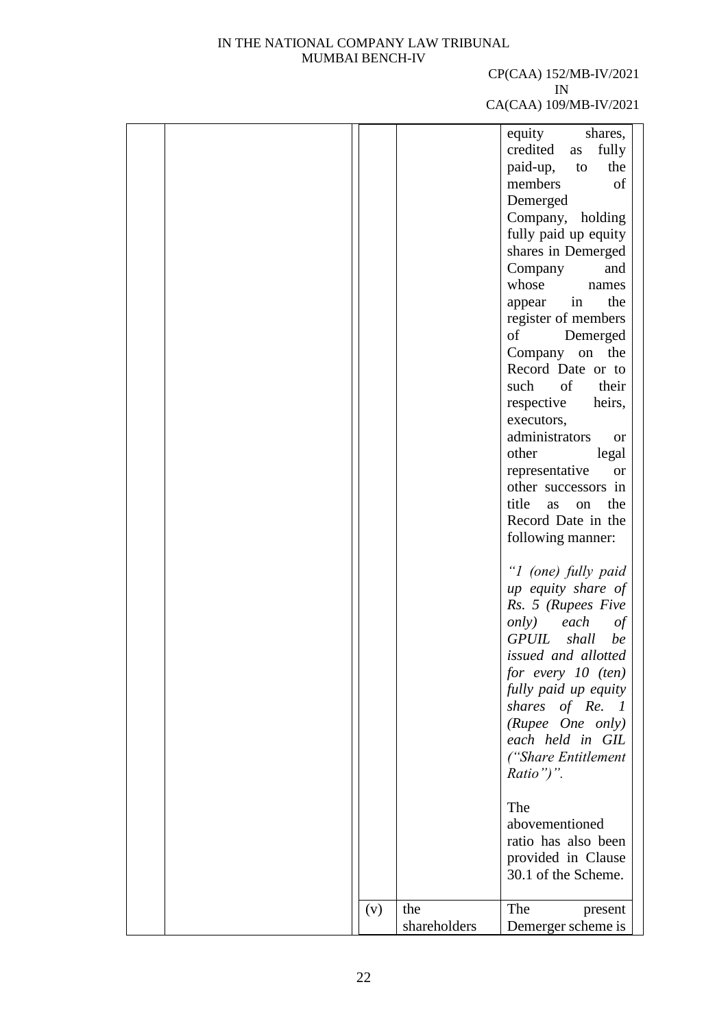| | | | | |
|---|---|---|---|---|
| | | | | equity shares, credited as fully paid-up, to the members of Demerged Company, holding fully paid up equity shares in Demerged Company and whose names appear in the register of members of Demerged Company on the Record Date or to such of their respective heirs, executors, administrators or other legal representative or other successors in title as on the Record Date in the following manner:<br><br>*"1 (one) fully paid up equity share of Rs. 5 (Rupees Five only) each of GPUIL shall be issued and allotted for every 10 (ten) fully paid up equity shares of Re. 1 (Rupee One only) each held in GIL ("Share Entitlement Ratio")".*<br><br>The abovementioned ratio has also been provided in Clause 30.1 of the Scheme. |
| | | (v) | the shareholders | The present Demerger scheme is |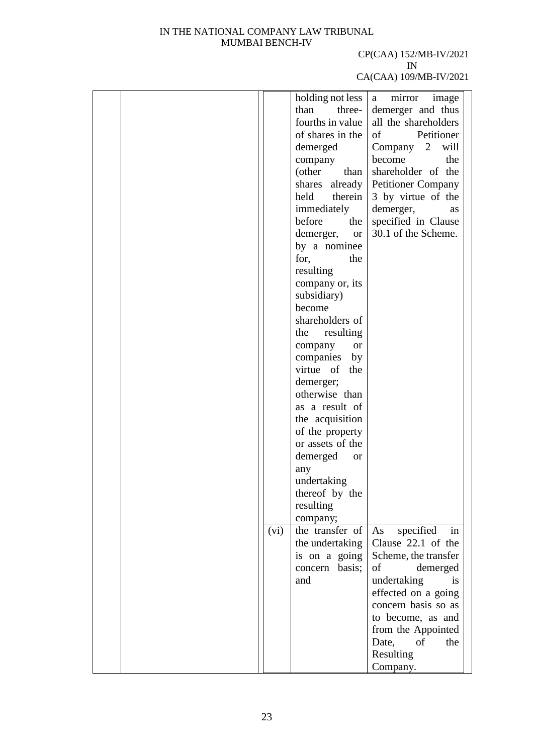|  |  |  | holding not less than three-fourths in value of shares in the demerged company (other than shares already held therein immediately before the demerger, or by a nominee for, the resulting company or, its subsidiary) become shareholders of the resulting company or companies by virtue of the demerger; otherwise than as a result of the acquisition of the property or assets of the demerged or any undertaking thereof by the resulting company; | a mirror image demerger and thus all the shareholders of Petitioner Company 2 will become the shareholder of the Petitioner Company 3 by virtue of the demerger, as specified in Clause 30.1 of the Scheme. |
|---|---|---|---|---|
|  |  | (vi) | the transfer of the undertaking is on a going concern basis; and | As specified in Clause 22.1 of the Scheme, the transfer of demerged undertaking is effected on a going concern basis so as to become, as and from the Appointed Date, of the Resulting Company. |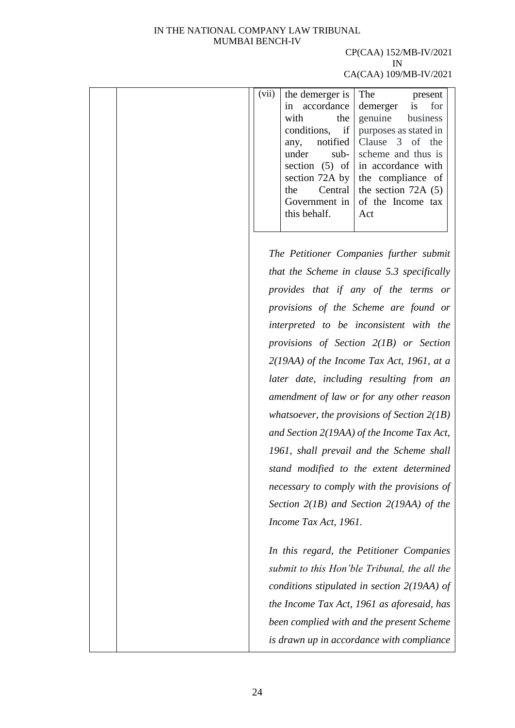| | | | | |
|---|---|---|---|---|
| | | (vii) | the demerger is in accordance with the conditions, if any, notified under sub-section (5) of section 72A by the Central Government in this behalf. | The present demerger is for genuine business purposes as stated in Clause 3 of the scheme and thus is in accordance with the compliance of the section 72A (5) of the Income tax Act |

*The Petitioner Companies further submit that the Scheme in clause 5.3 specifically provides that if any of the terms or provisions of the Scheme are found or interpreted to be inconsistent with the provisions of Section 2(1B) or Section 2(19AA) of the Income Tax Act, 1961, at a later date, including resulting from an amendment of law or for any other reason whatsoever, the provisions of Section 2(1B) and Section 2(19AA) of the Income Tax Act, 1961, shall prevail and the Scheme shall stand modified to the extent determined necessary to comply with the provisions of Section 2(1B) and Section 2(19AA) of the Income Tax Act, 1961.*

*In this regard, the Petitioner Companies submit to this Hon'ble Tribunal, the all the conditions stipulated in section 2(19AA) of the Income Tax Act, 1961 as aforesaid, has been complied with and the present Scheme is drawn up in accordance with compliance*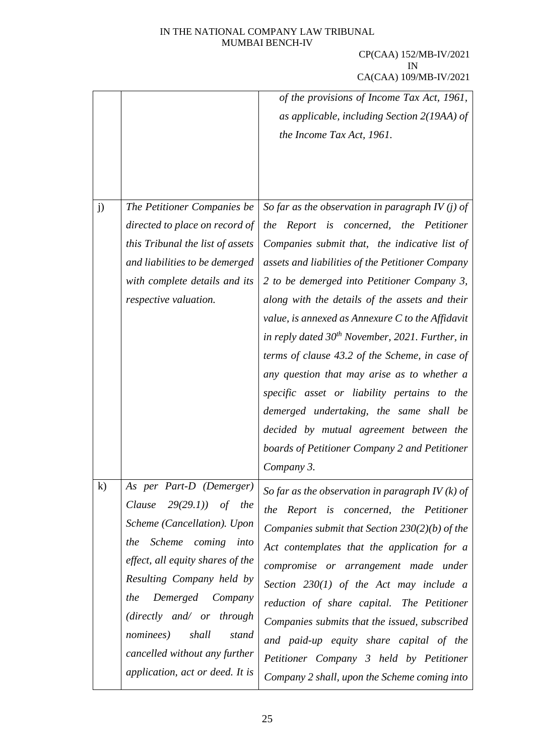| | | |
|---|---|---|
| | | *of the provisions of Income Tax Act, 1961, as applicable, including Section 2(19AA) of the Income Tax Act, 1961.* |
| j) | *The Petitioner Companies be directed to place on record of this Tribunal the list of assets and liabilities to be demerged with complete details and its respective valuation.* | *So far as the observation in paragraph IV (j) of the Report is concerned, the Petitioner Companies submit that, the indicative list of assets and liabilities of the Petitioner Company 2 to be demerged into Petitioner Company 3, along with the details of the assets and their value, is annexed as Annexure C to the Affidavit in reply dated 30th November, 2021. Further, in terms of clause 43.2 of the Scheme, in case of any question that may arise as to whether a specific asset or liability pertains to the demerged undertaking, the same shall be decided by mutual agreement between the boards of Petitioner Company 2 and Petitioner Company 3.* |
| k) | *As per Part-D (Demerger) Clause 29(29.1)) of the Scheme (Cancellation). Upon the Scheme coming into effect, all equity shares of the Resulting Company held by the Demerged Company (directly and/ or through nominees) shall stand cancelled without any further application, act or deed. It is* | *So far as the observation in paragraph IV (k) of the Report is concerned, the Petitioner Companies submit that Section 230(2)(b) of the Act contemplates that the application for a compromise or arrangement made under Section 230(1) of the Act may include a reduction of share capital. The Petitioner Companies submits that the issued, subscribed and paid-up equity share capital of the Petitioner Company 3 held by Petitioner Company 2 shall, upon the Scheme coming into* |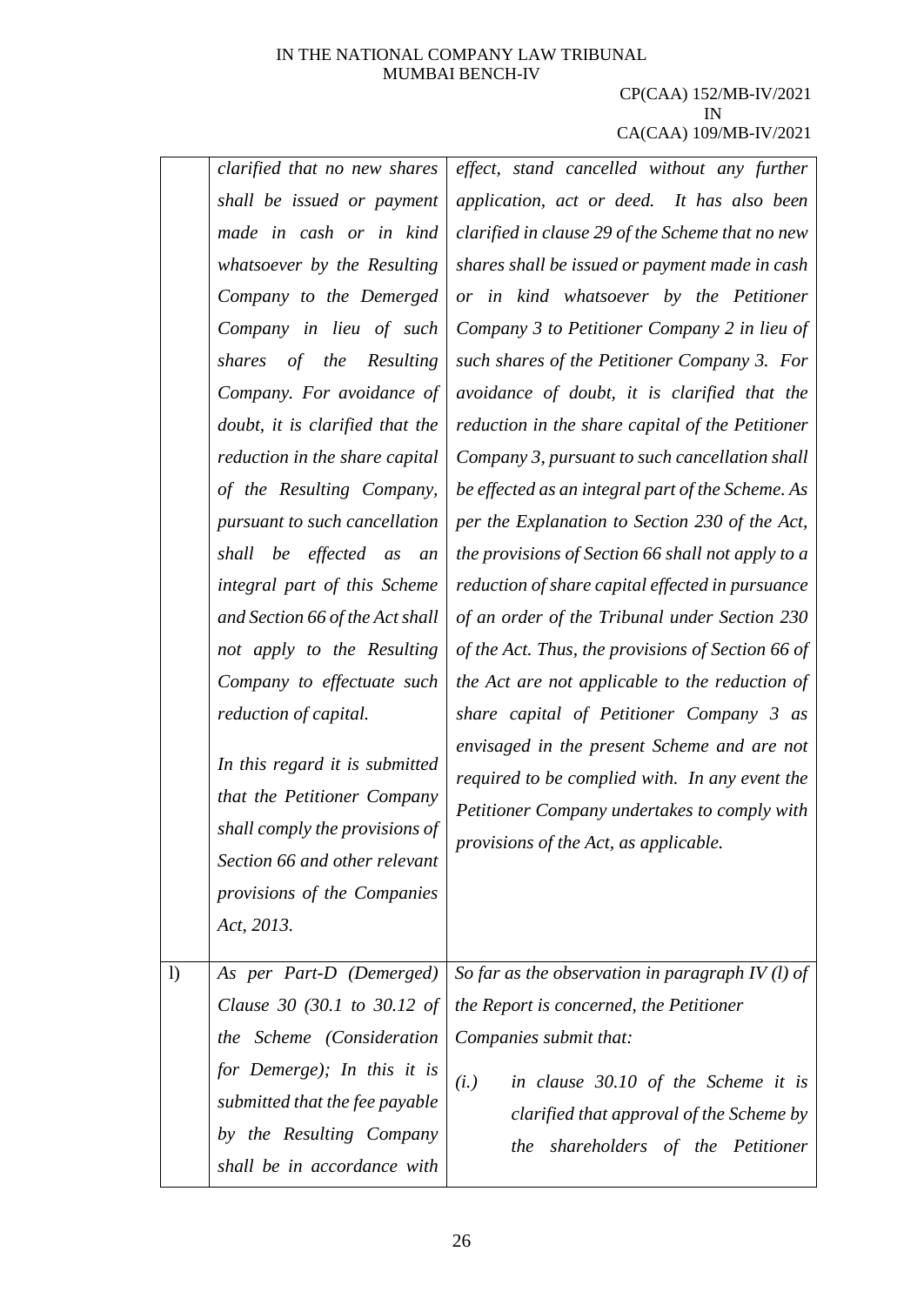| | | |
|---|---|---|
| | *clarified that no new shares shall be issued or payment made in cash or in kind whatsoever by the Resulting Company to the Demerged Company in lieu of such shares of the Resulting Company. For avoidance of doubt, it is clarified that the reduction in the share capital of the Resulting Company, pursuant to such cancellation shall be effected as an integral part of this Scheme and Section 66 of the Act shall not apply to the Resulting Company to effectuate such reduction of capital.*<br><br>*In this regard it is submitted that the Petitioner Company shall comply the provisions of Section 66 and other relevant provisions of the Companies Act, 2013.* | *effect, stand cancelled without any further application, act or deed. It has also been clarified in clause 29 of the Scheme that no new shares shall be issued or payment made in cash or in kind whatsoever by the Petitioner Company 3 to Petitioner Company 2 in lieu of such shares of the Petitioner Company 3. For avoidance of doubt, it is clarified that the reduction in the share capital of the Petitioner Company 3, pursuant to such cancellation shall be effected as an integral part of the Scheme. As per the Explanation to Section 230 of the Act, the provisions of Section 66 shall not apply to a reduction of share capital effected in pursuance of an order of the Tribunal under Section 230 of the Act. Thus, the provisions of Section 66 of the Act are not applicable to the reduction of share capital of Petitioner Company 3 as envisaged in the present Scheme and are not required to be complied with. In any event the Petitioner Company undertakes to comply with provisions of the Act, as applicable.* |
| l) | *As per Part-D (Demerged) Clause 30 (30.1 to 30.12 of the Scheme (Consideration for Demerge); In this it is submitted that the fee payable by the Resulting Company shall be in accordance with* | *So far as the observation in paragraph IV (l) of the Report is concerned, the Petitioner Companies submit that:*<br><br>*(i.) in clause 30.10 of the Scheme it is clarified that approval of the Scheme by the shareholders of the Petitioner* |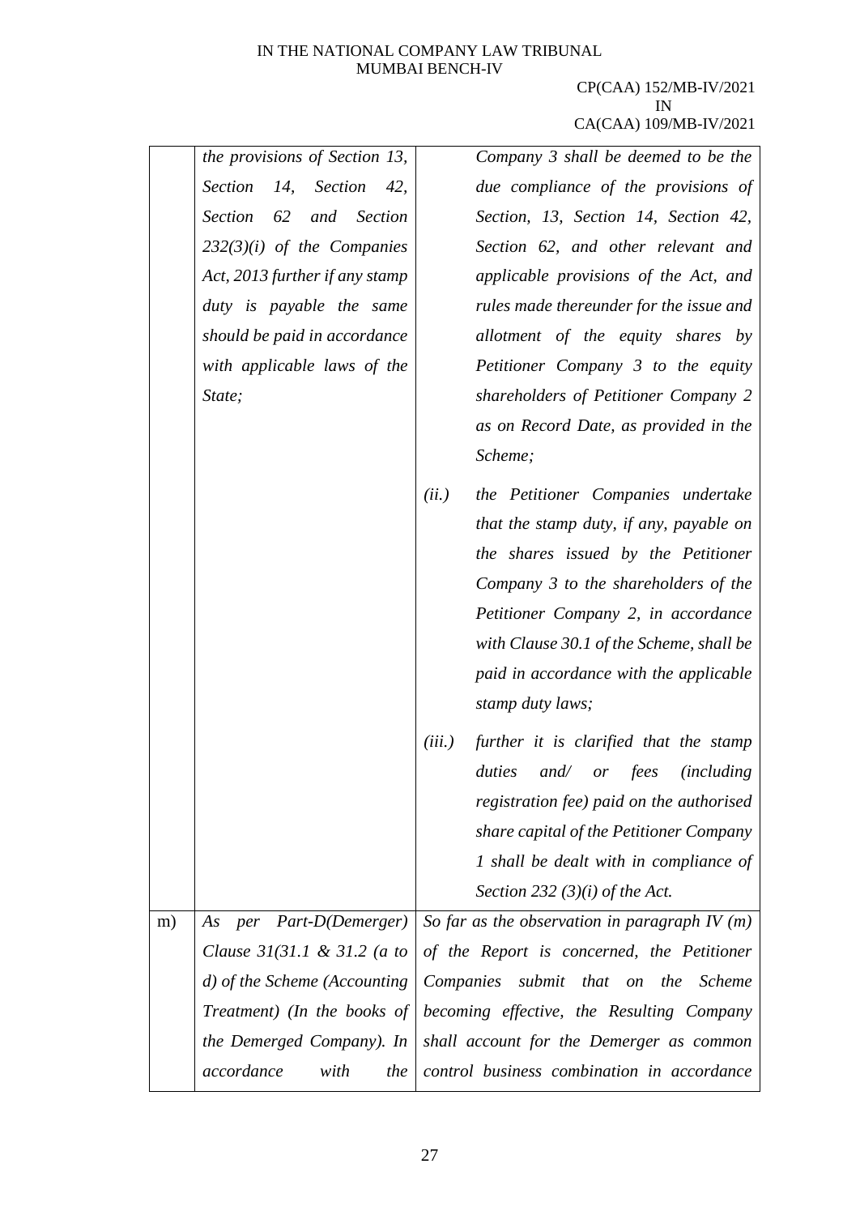| | | |
|---|---|---|
| | *the provisions of Section 13, Section 14, Section 42, Section 62 and Section 232(3)(i) of the Companies Act, 2013 further if any stamp duty is payable the same should be paid in accordance with applicable laws of the State;* | *Company 3 shall be deemed to be the due compliance of the provisions of Section, 13, Section 14, Section 42, Section 62, and other relevant and applicable provisions of the Act, and rules made thereunder for the issue and allotment of the equity shares by Petitioner Company 3 to the equity shareholders of Petitioner Company 2 as on Record Date, as provided in the Scheme;*<br><br>*(ii.) the Petitioner Companies undertake that the stamp duty, if any, payable on the shares issued by the Petitioner Company 3 to the shareholders of the Petitioner Company 2, in accordance with Clause 30.1 of the Scheme, shall be paid in accordance with the applicable stamp duty laws;*<br><br>*(iii.) further it is clarified that the stamp duties and/ or fees (including registration fee) paid on the authorised share capital of the Petitioner Company 1 shall be dealt with in compliance of Section 232 (3)(i) of the Act.* |
| m) | *As per Part-D(Demerger) Clause 31(31.1 & 31.2 (a to d) of the Scheme (Accounting Treatment) (In the books of the Demerged Company). In accordance with the* | *So far as the observation in paragraph IV (m) of the Report is concerned, the Petitioner Companies submit that on the Scheme becoming effective, the Resulting Company shall account for the Demerger as common control business combination in accordance* |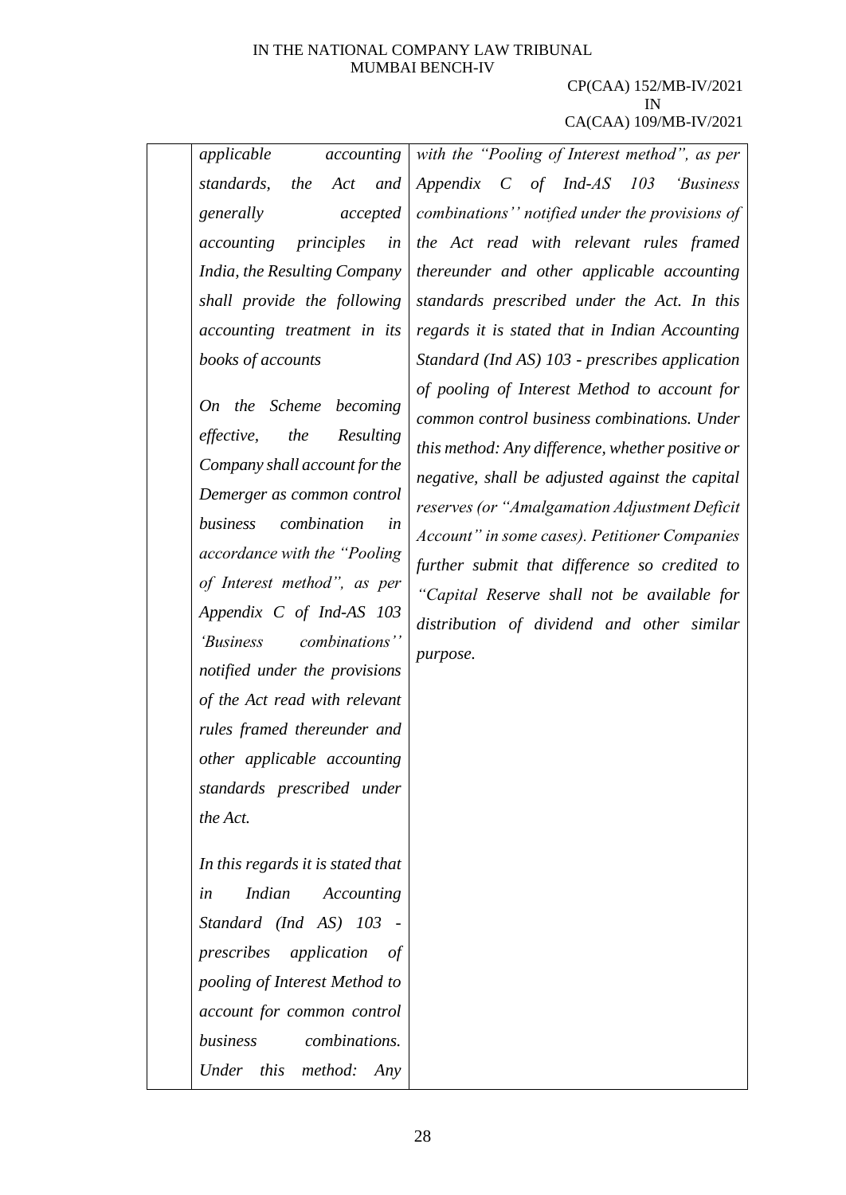| | *applicable accounting standards, the Act and generally accepted accounting principles in India, the Resulting Company shall provide the following accounting treatment in its books of accounts*<br><br>*On the Scheme becoming effective, the Resulting Company shall account for the Demerger as common control business combination in accordance with the "Pooling of Interest method", as per Appendix C of Ind-AS 103 'Business combinations'' notified under the provisions of the Act read with relevant rules framed thereunder and other applicable accounting standards prescribed under the Act.*<br><br>*In this regards it is stated that in Indian Accounting Standard (Ind AS) 103 - prescribes application of pooling of Interest Method to account for common control business combinations. Under this method: Any* | *with the "Pooling of Interest method", as per Appendix C of Ind-AS 103 'Business combinations'' notified under the provisions of the Act read with relevant rules framed thereunder and other applicable accounting standards prescribed under the Act. In this regards it is stated that in Indian Accounting Standard (Ind AS) 103 - prescribes application of pooling of Interest Method to account for common control business combinations. Under this method: Any difference, whether positive or negative, shall be adjusted against the capital reserves (or "Amalgamation Adjustment Deficit Account" in some cases). Petitioner Companies further submit that difference so credited to "Capital Reserve shall not be available for distribution of dividend and other similar purpose.* |
|---|---|---|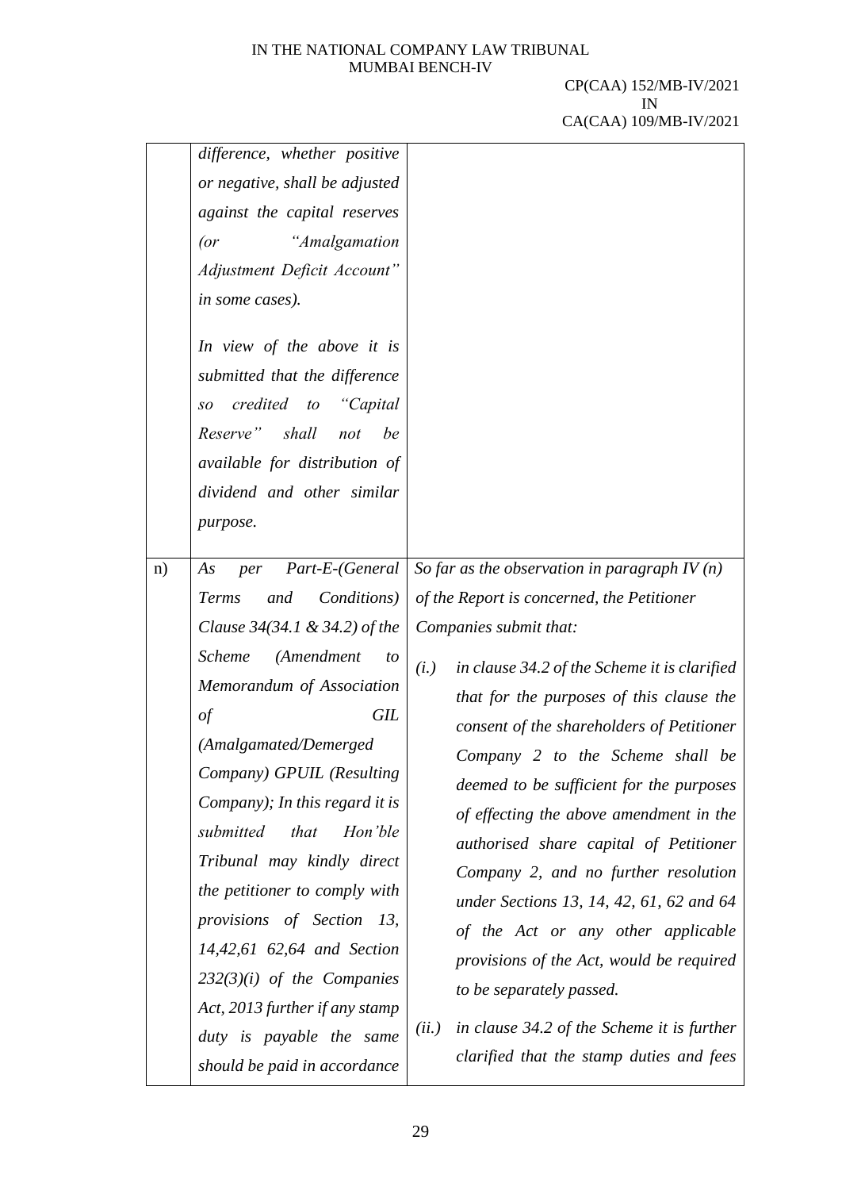| | | |
|---|---|---|
| | *difference, whether positive or negative, shall be adjusted against the capital reserves (or "Amalgamation Adjustment Deficit Account" in some cases).*<br><br>*In view of the above it is submitted that the difference so credited to "Capital Reserve" shall not be available for distribution of dividend and other similar purpose.* | |
| n) | *As per Part-E-(General Terms and Conditions) Clause 34(34.1 & 34.2) of the Scheme (Amendment to Memorandum of Association of GIL (Amalgamated/Demerged Company) GPUIL (Resulting Company); In this regard it is submitted that Hon'ble Tribunal may kindly direct the petitioner to comply with provisions of Section 13, 14,42,61 62,64 and Section 232(3)(i) of the Companies Act, 2013 further if any stamp duty is payable the same should be paid in accordance* | *So far as the observation in paragraph IV (n) of the Report is concerned, the Petitioner Companies submit that:*<br><br>*(i.) in clause 34.2 of the Scheme it is clarified that for the purposes of this clause the consent of the shareholders of Petitioner Company 2 to the Scheme shall be deemed to be sufficient for the purposes of effecting the above amendment in the authorised share capital of Petitioner Company 2, and no further resolution under Sections 13, 14, 42, 61, 62 and 64 of the Act or any other applicable provisions of the Act, would be required to be separately passed.*<br><br>*(ii.) in clause 34.2 of the Scheme it is further clarified that the stamp duties and fees* |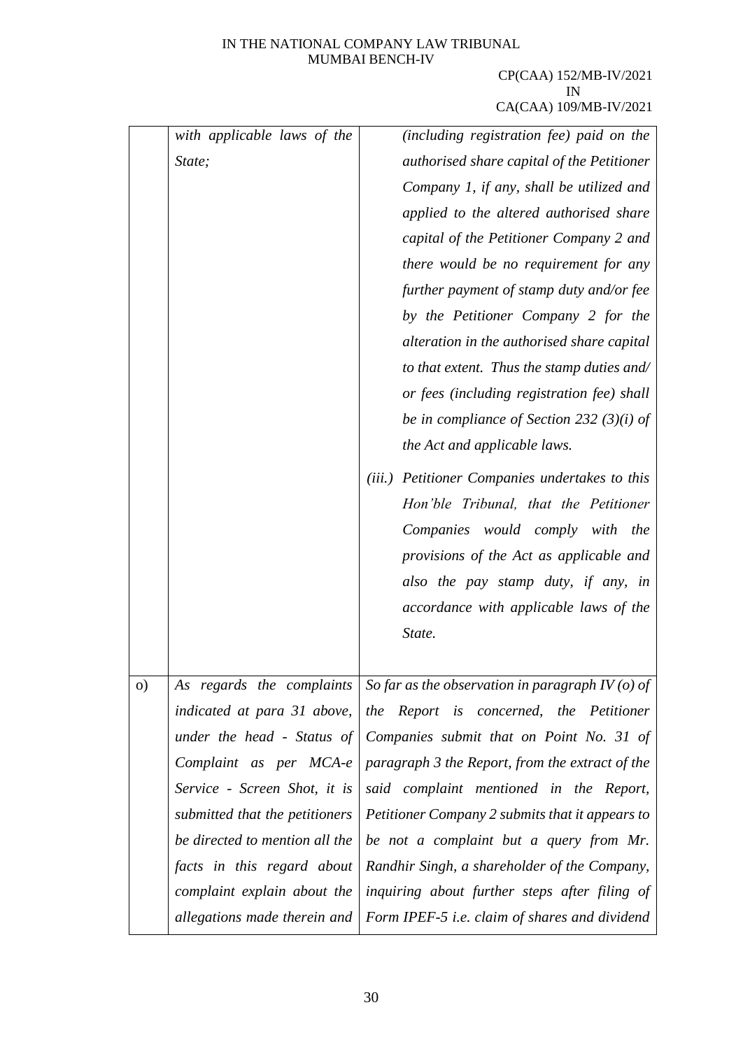|  |  |  |
|---|---|---|
|  | *with applicable laws of the State;* | *(including registration fee) paid on the authorised share capital of the Petitioner Company 1, if any, shall be utilized and applied to the altered authorised share capital of the Petitioner Company 2 and there would be no requirement for any further payment of stamp duty and/or fee by the Petitioner Company 2 for the alteration in the authorised share capital to that extent. Thus the stamp duties and/ or fees (including registration fee) shall be in compliance of Section 232 (3)(i) of the Act and applicable laws.*<br><br>*(iii.) Petitioner Companies undertakes to this Hon'ble Tribunal, that the Petitioner Companies would comply with the provisions of the Act as applicable and also the pay stamp duty, if any, in accordance with applicable laws of the State.* |
| o) | *As regards the complaints indicated at para 31 above, under the head - Status of Complaint as per MCA-e Service - Screen Shot, it is submitted that the petitioners be directed to mention all the facts in this regard about complaint explain about the allegations made therein and* | *So far as the observation in paragraph IV (o) of the Report is concerned, the Petitioner Companies submit that on Point No. 31 of paragraph 3 the Report, from the extract of the said complaint mentioned in the Report, Petitioner Company 2 submits that it appears to be not a complaint but a query from Mr. Randhir Singh, a shareholder of the Company, inquiring about further steps after filing of Form IPEF-5 i.e. claim of shares and dividend* |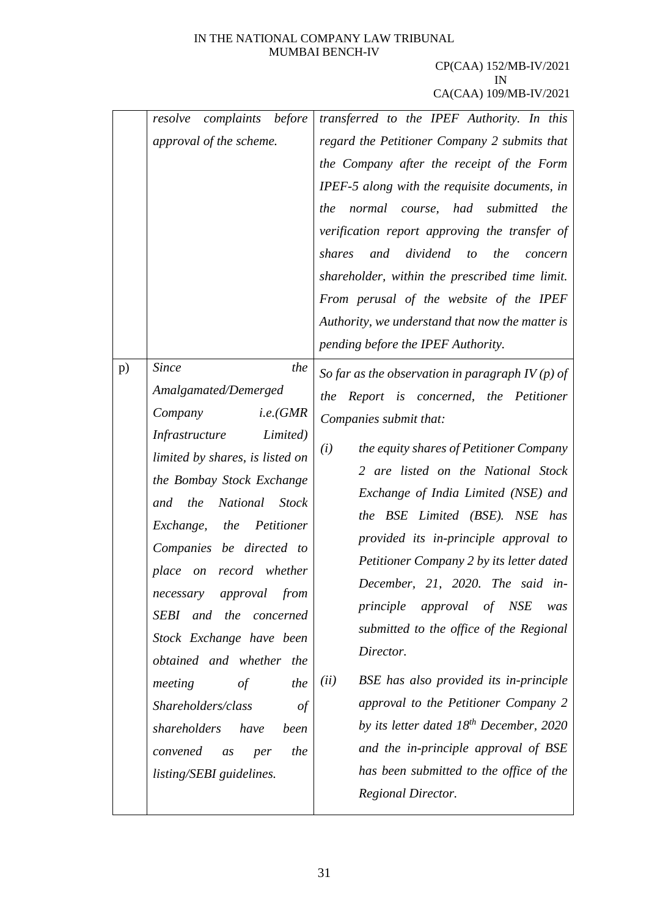| | | |
|---|---|---|
| | *resolve complaints before approval of the scheme.* | *transferred to the IPEF Authority. In this regard the Petitioner Company 2 submits that the Company after the receipt of the Form IPEF-5 along with the requisite documents, in the normal course, had submitted the verification report approving the transfer of shares and dividend to the concern shareholder, within the prescribed time limit. From perusal of the website of the IPEF Authority, we understand that now the matter is pending before the IPEF Authority.* |
| p) | *Since the Amalgamated/Demerged Company i.e.(GMR Infrastructure Limited) limited by shares, is listed on the Bombay Stock Exchange and the National Stock Exchange, the Petitioner Companies be directed to place on record whether necessary approval from SEBI and the concerned Stock Exchange have been obtained and whether the meeting of the Shareholders/class of shareholders have been convened as per the listing/SEBI guidelines.* | *So far as the observation in paragraph IV (p) of the Report is concerned, the Petitioner Companies submit that:*<br><br>*(i) the equity shares of Petitioner Company 2 are listed on the National Stock Exchange of India Limited (NSE) and the BSE Limited (BSE). NSE has provided its in-principle approval to Petitioner Company 2 by its letter dated December, 21, 2020. The said in-principle approval of NSE was submitted to the office of the Regional Director.*<br><br>*(ii) BSE has also provided its in-principle approval to the Petitioner Company 2 by its letter dated 18th December, 2020 and the in-principle approval of BSE has been submitted to the office of the Regional Director.* |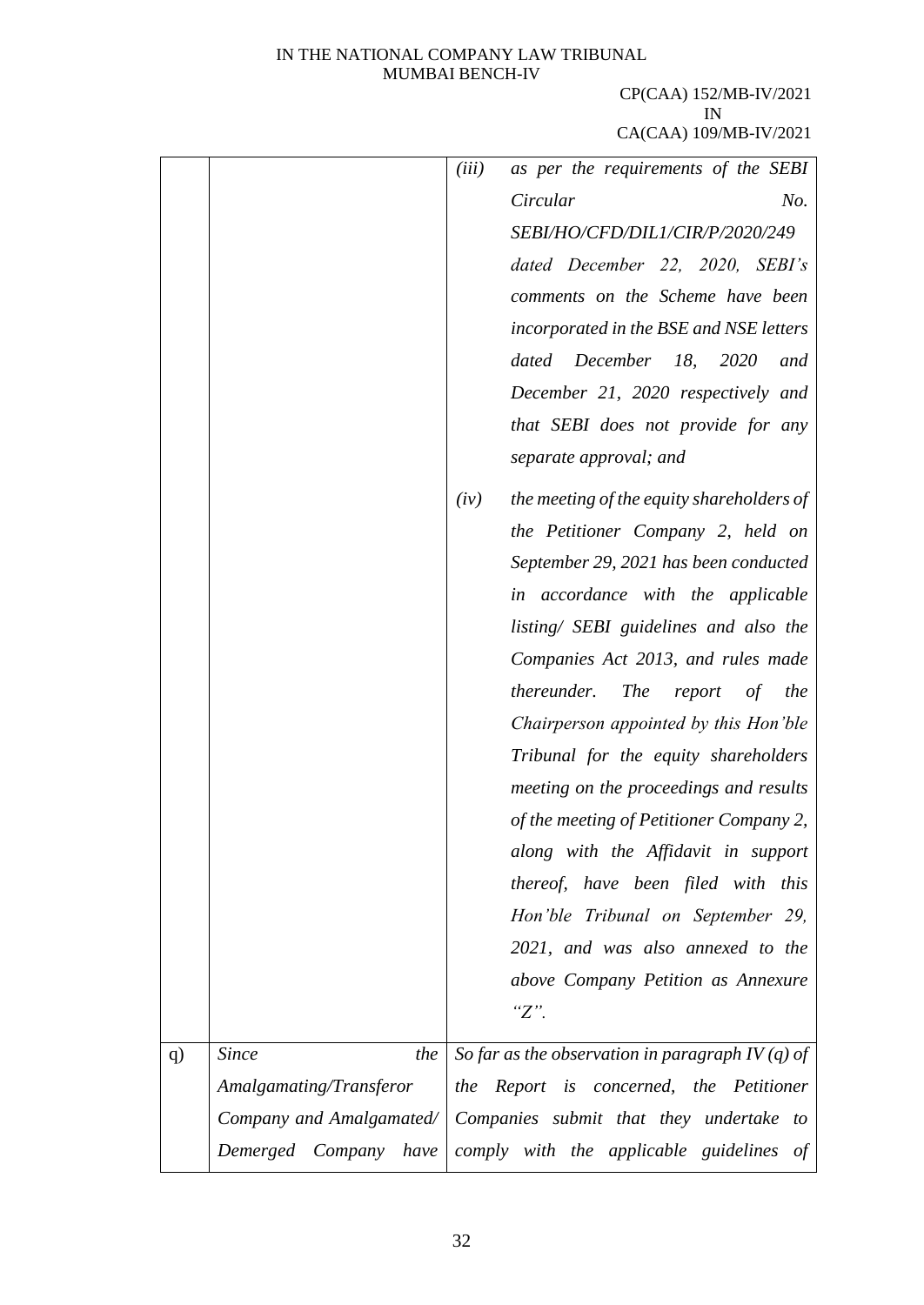| | | |
|---|---|---|
| | | *(iii)* *as per the requirements of the SEBI Circular No. SEBI/HO/CFD/DIL1/CIR/P/2020/249 dated December 22, 2020, SEBI's comments on the Scheme have been incorporated in the BSE and NSE letters dated December 18, 2020 and December 21, 2020 respectively and that SEBI does not provide for any separate approval; and*<br><br>*(iv)* *the meeting of the equity shareholders of the Petitioner Company 2, held on September 29, 2021 has been conducted in accordance with the applicable listing/ SEBI guidelines and also the Companies Act 2013, and rules made thereunder. The report of the Chairperson appointed by this Hon'ble Tribunal for the equity shareholders meeting on the proceedings and results of the meeting of Petitioner Company 2, along with the Affidavit in support thereof, have been filed with this Hon'ble Tribunal on September 29, 2021, and was also annexed to the above Company Petition as Annexure "Z".* |
| q) | *Since the Amalgamating/Transferor Company and Amalgamated/ Demerged Company have* | *So far as the observation in paragraph IV (q) of the Report is concerned, the Petitioner Companies submit that they undertake to comply with the applicable guidelines of* |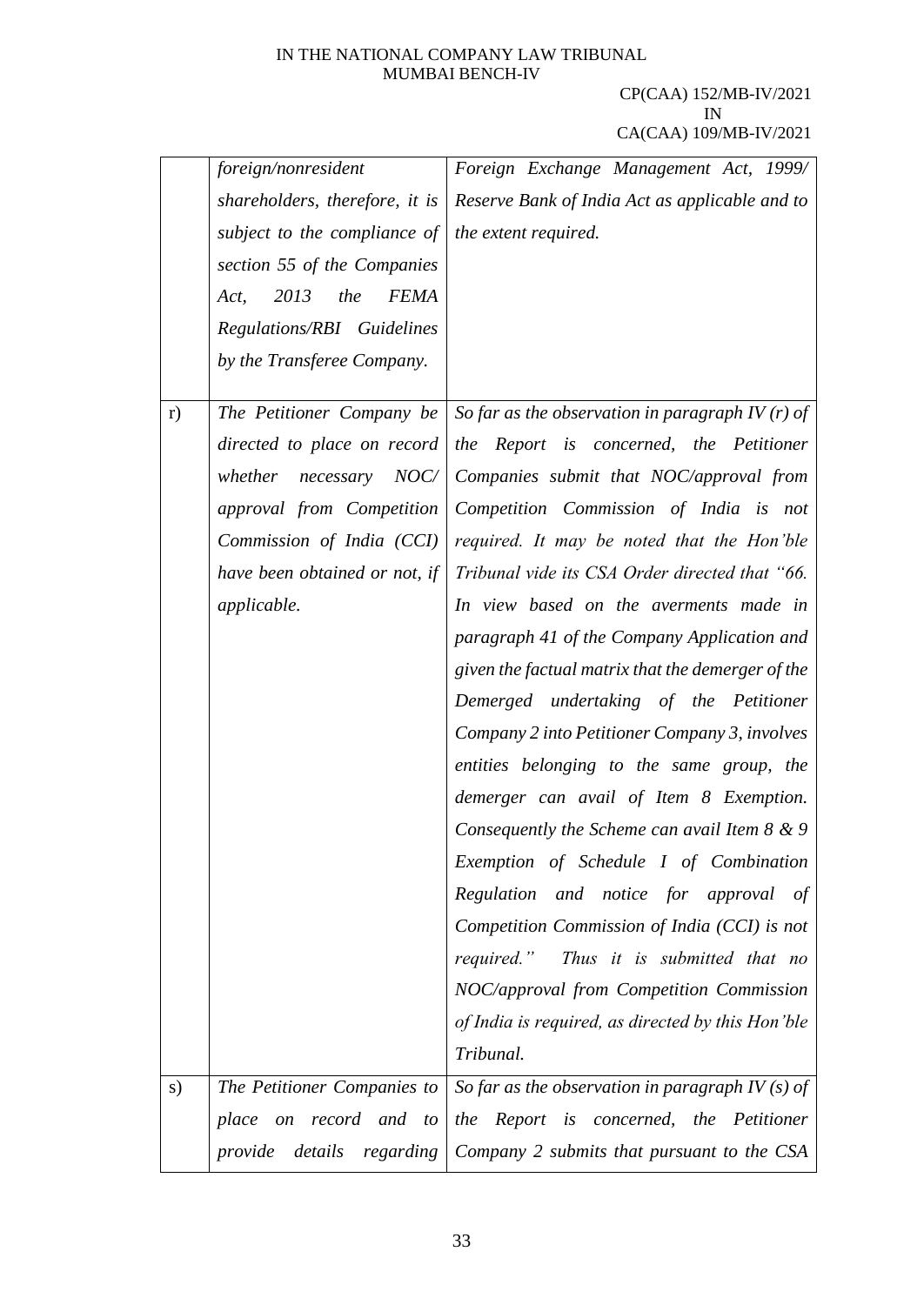| | | |
|---|---|---|
| | *foreign/nonresident shareholders, therefore, it is subject to the compliance of section 55 of the Companies Act, 2013 the FEMA Regulations/RBI Guidelines by the Transferee Company.* | *Foreign Exchange Management Act, 1999/ Reserve Bank of India Act as applicable and to the extent required.* |
| r) | *The Petitioner Company be directed to place on record whether necessary NOC/ approval from Competition Commission of India (CCI) have been obtained or not, if applicable.* | *So far as the observation in paragraph IV (r) of the Report is concerned, the Petitioner Companies submit that NOC/approval from Competition Commission of India is not required. It may be noted that the Hon'ble Tribunal vide its CSA Order directed that "66. In view based on the averments made in paragraph 41 of the Company Application and given the factual matrix that the demerger of the Demerged undertaking of the Petitioner Company 2 into Petitioner Company 3, involves entities belonging to the same group, the demerger can avail of Item 8 Exemption. Consequently the Scheme can avail Item 8 & 9 Exemption of Schedule I of Combination Regulation and notice for approval of Competition Commission of India (CCI) is not required." Thus it is submitted that no NOC/approval from Competition Commission of India is required, as directed by this Hon'ble Tribunal.* |
| s) | *The Petitioner Companies to place on record and to provide details regarding* | *So far as the observation in paragraph IV (s) of the Report is concerned, the Petitioner Company 2 submits that pursuant to the CSA* |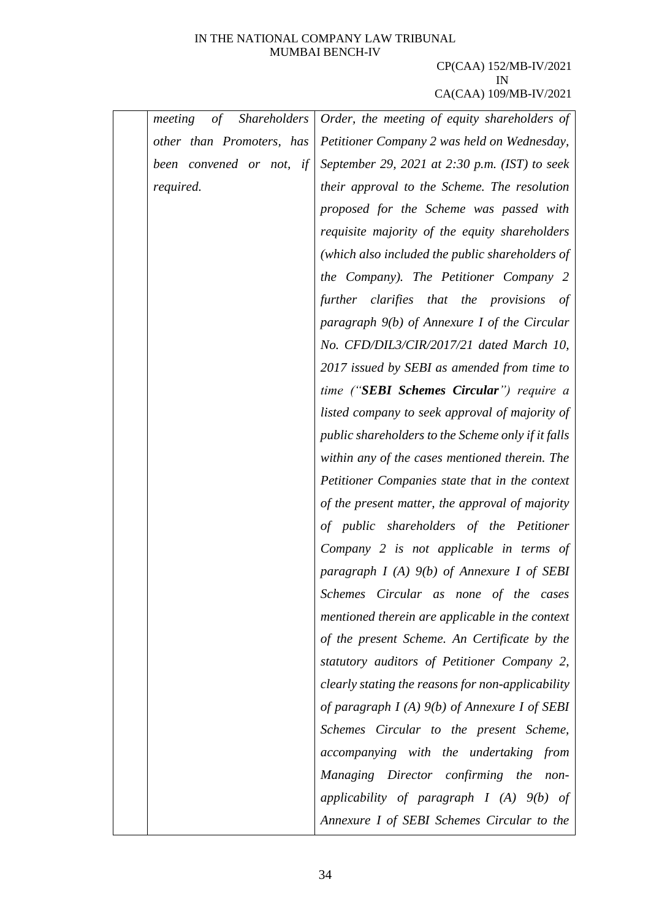|  | *meeting of Shareholders other than Promoters, has been convened or not, if required.* | *Order, the meeting of equity shareholders of Petitioner Company 2 was held on Wednesday, September 29, 2021 at 2:30 p.m. (IST) to seek their approval to the Scheme. The resolution proposed for the Scheme was passed with requisite majority of the equity shareholders (which also included the public shareholders of the Company). The Petitioner Company 2 further clarifies that the provisions of paragraph 9(b) of Annexure I of the Circular No. CFD/DIL3/CIR/2017/21 dated March 10, 2017 issued by SEBI as amended from time to time ("**SEBI Schemes Circular**") require a listed company to seek approval of majority of public shareholders to the Scheme only if it falls within any of the cases mentioned therein. The Petitioner Companies state that in the context of the present matter, the approval of majority of public shareholders of the Petitioner Company 2 is not applicable in terms of paragraph I (A) 9(b) of Annexure I of SEBI Schemes Circular as none of the cases mentioned therein are applicable in the context of the present Scheme. An Certificate by the statutory auditors of Petitioner Company 2, clearly stating the reasons for non-applicability of paragraph I (A) 9(b) of Annexure I of SEBI Schemes Circular to the present Scheme, accompanying with the undertaking from Managing Director confirming the non-applicability of paragraph I (A) 9(b) of Annexure I of SEBI Schemes Circular to the* |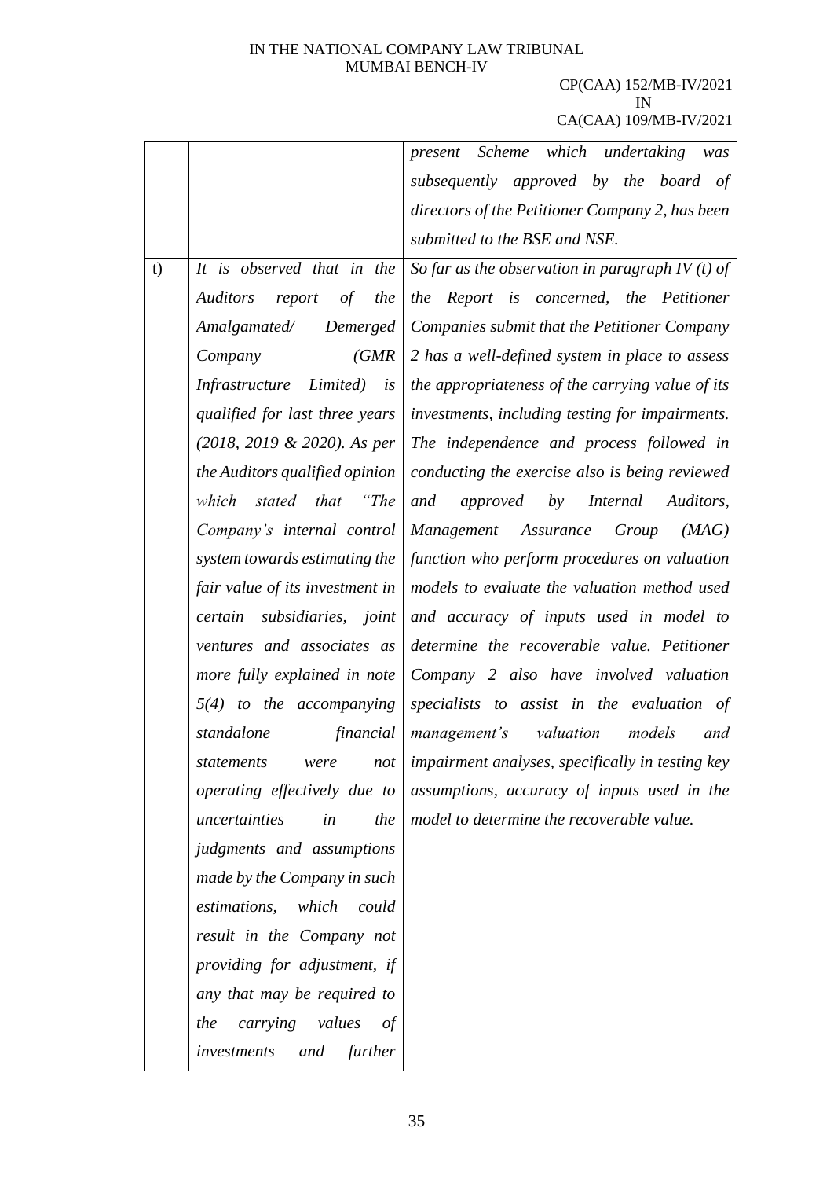| | | |
|---|---|---|
| | | *present Scheme which undertaking was subsequently approved by the board of directors of the Petitioner Company 2, has been submitted to the BSE and NSE.* |
| t) | *It is observed that in the Auditors report of the Amalgamated/ Demerged Company (GMR Infrastructure Limited) is qualified for last three years (2018, 2019 & 2020). As per the Auditors qualified opinion which stated that "The Company's internal control system towards estimating the fair value of its investment in certain subsidiaries, joint ventures and associates as more fully explained in note 5(4) to the accompanying standalone financial statements were not operating effectively due to uncertainties in the judgments and assumptions made by the Company in such estimations, which could result in the Company not providing for adjustment, if any that may be required to the carrying values of investments and further* | *So far as the observation in paragraph IV (t) of the Report is concerned, the Petitioner Companies submit that the Petitioner Company 2 has a well-defined system in place to assess the appropriateness of the carrying value of its investments, including testing for impairments. The independence and process followed in conducting the exercise also is being reviewed and approved by Internal Auditors, Management Assurance Group (MAG) function who perform procedures on valuation models to evaluate the valuation method used and accuracy of inputs used in model to determine the recoverable value. Petitioner Company 2 also have involved valuation specialists to assist in the evaluation of management's valuation models and impairment analyses, specifically in testing key assumptions, accuracy of inputs used in the model to determine the recoverable value.* |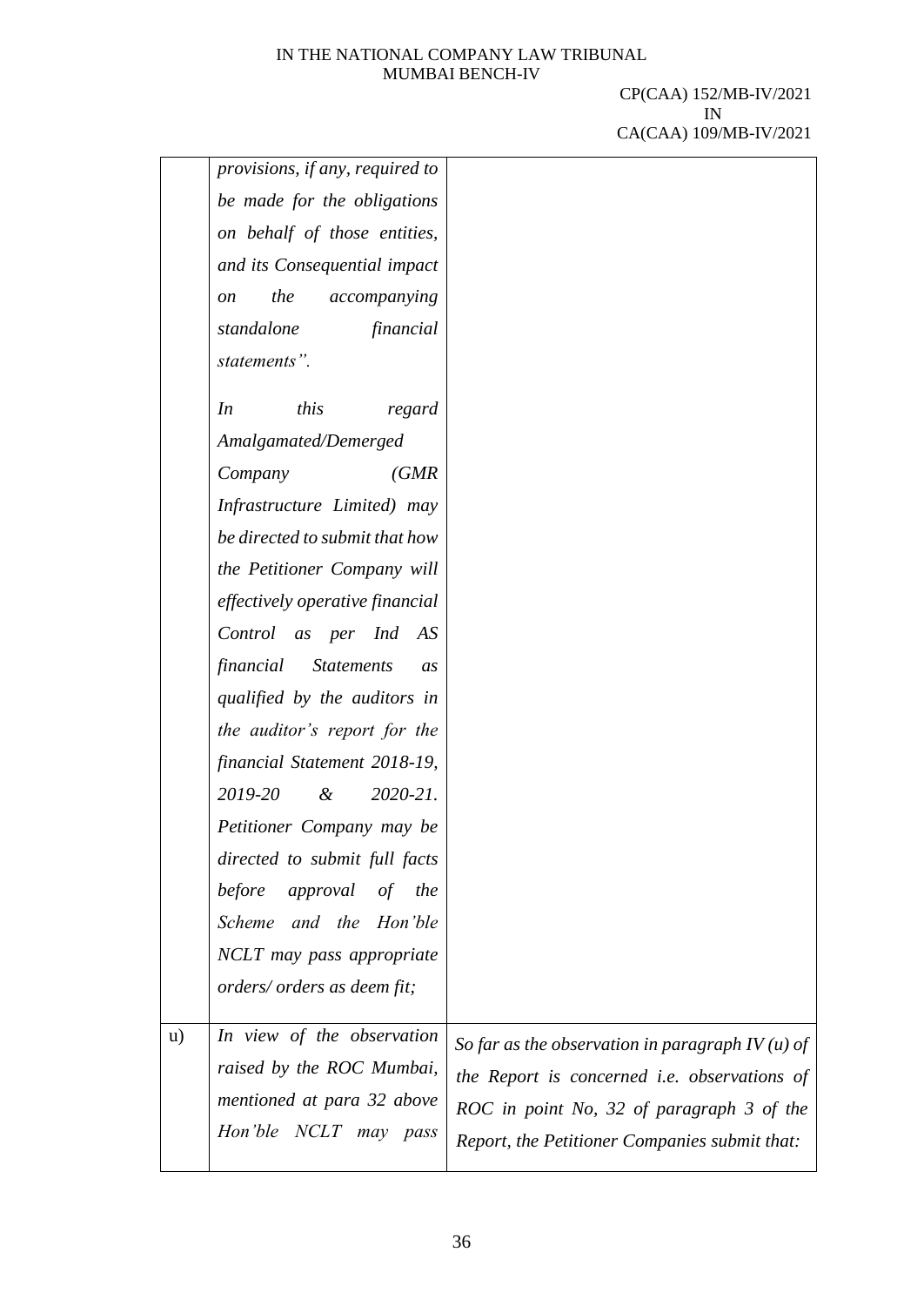| | | |
|---|---|---|
| | *provisions, if any, required to be made for the obligations on behalf of those entities, and its Consequential impact on the accompanying standalone financial statements".*<br><br>*In this regard Amalgamated/Demerged Company (GMR Infrastructure Limited) may be directed to submit that how the Petitioner Company will effectively operative financial Control as per Ind AS financial Statements as qualified by the auditors in the auditor's report for the financial Statement 2018-19, 2019-20 & 2020-21. Petitioner Company may be directed to submit full facts before approval of the Scheme and the Hon'ble NCLT may pass appropriate orders/ orders as deem fit;* | |
| u) | *In view of the observation raised by the ROC Mumbai, mentioned at para 32 above Hon'ble NCLT may pass* | *So far as the observation in paragraph IV (u) of the Report is concerned i.e. observations of ROC in point No, 32 of paragraph 3 of the Report, the Petitioner Companies submit that:* |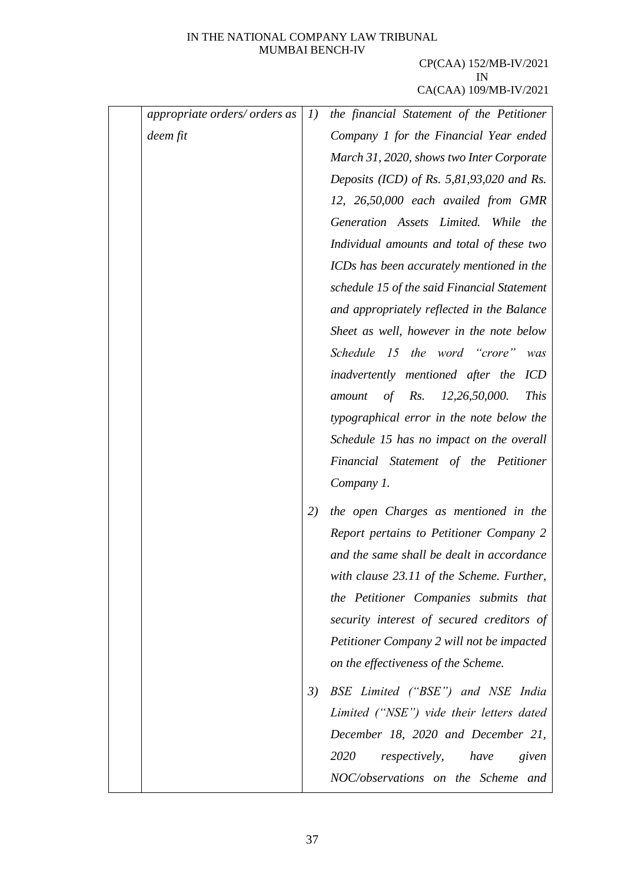| | | |
|---|---|---|
| | *appropriate orders/ orders as deem fit* | *1) the financial Statement of the Petitioner Company 1 for the Financial Year ended March 31, 2020, shows two Inter Corporate Deposits (ICD) of Rs. 5,81,93,020 and Rs. 12, 26,50,000 each availed from GMR Generation Assets Limited. While the Individual amounts and total of these two ICDs has been accurately mentioned in the schedule 15 of the said Financial Statement and appropriately reflected in the Balance Sheet as well, however in the note below Schedule 15 the word "crore" was inadvertently mentioned after the ICD amount of Rs. 12,26,50,000. This typographical error in the note below the Schedule 15 has no impact on the overall Financial Statement of the Petitioner Company 1.*<br><br>*2) the open Charges as mentioned in the Report pertains to Petitioner Company 2 and the same shall be dealt in accordance with clause 23.11 of the Scheme. Further, the Petitioner Companies submits that security interest of secured creditors of Petitioner Company 2 will not be impacted on the effectiveness of the Scheme.*<br><br>*3) BSE Limited ("BSE") and NSE India Limited ("NSE") vide their letters dated December 18, 2020 and December 21, 2020 respectively, have given NOC/observations on the Scheme and* |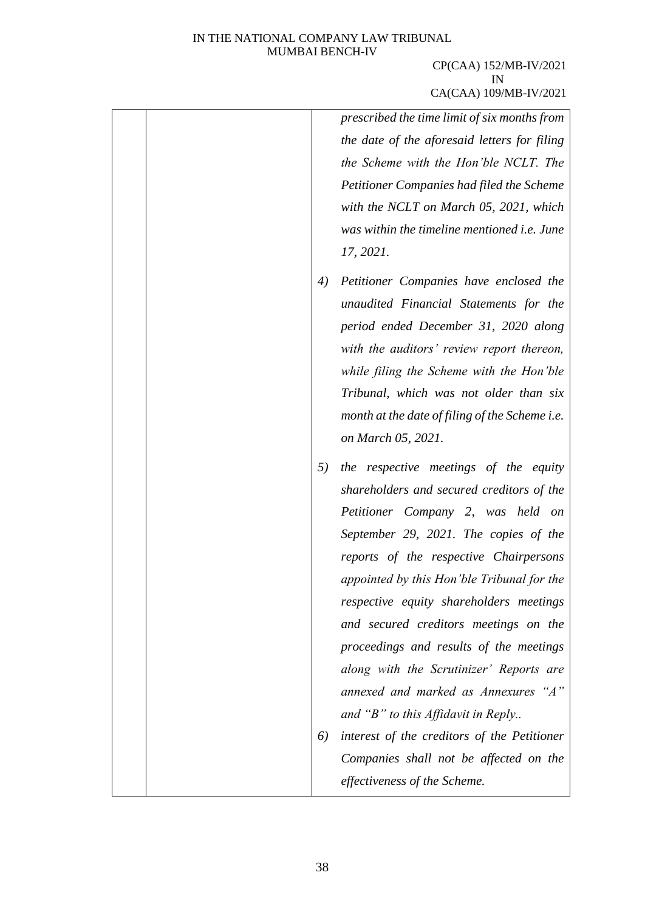| | | *prescribed the time limit of six months from the date of the aforesaid letters for filing the Scheme with the Hon'ble NCLT. The Petitioner Companies had filed the Scheme with the NCLT on March 05, 2021, which was within the timeline mentioned i.e. June 17, 2021.*<br><br>*4) Petitioner Companies have enclosed the unaudited Financial Statements for the period ended December 31, 2020 along with the auditors' review report thereon, while filing the Scheme with the Hon'ble Tribunal, which was not older than six month at the date of filing of the Scheme i.e. on March 05, 2021.*<br><br>*5) the respective meetings of the equity shareholders and secured creditors of the Petitioner Company 2, was held on September 29, 2021. The copies of the reports of the respective Chairpersons appointed by this Hon'ble Tribunal for the respective equity shareholders meetings and secured creditors meetings on the proceedings and results of the meetings along with the Scrutinizer' Reports are annexed and marked as Annexures "A" and "B" to this Affidavit in Reply..*<br><br>*6) interest of the creditors of the Petitioner Companies shall not be affected on the effectiveness of the Scheme.* |
|---|---|---|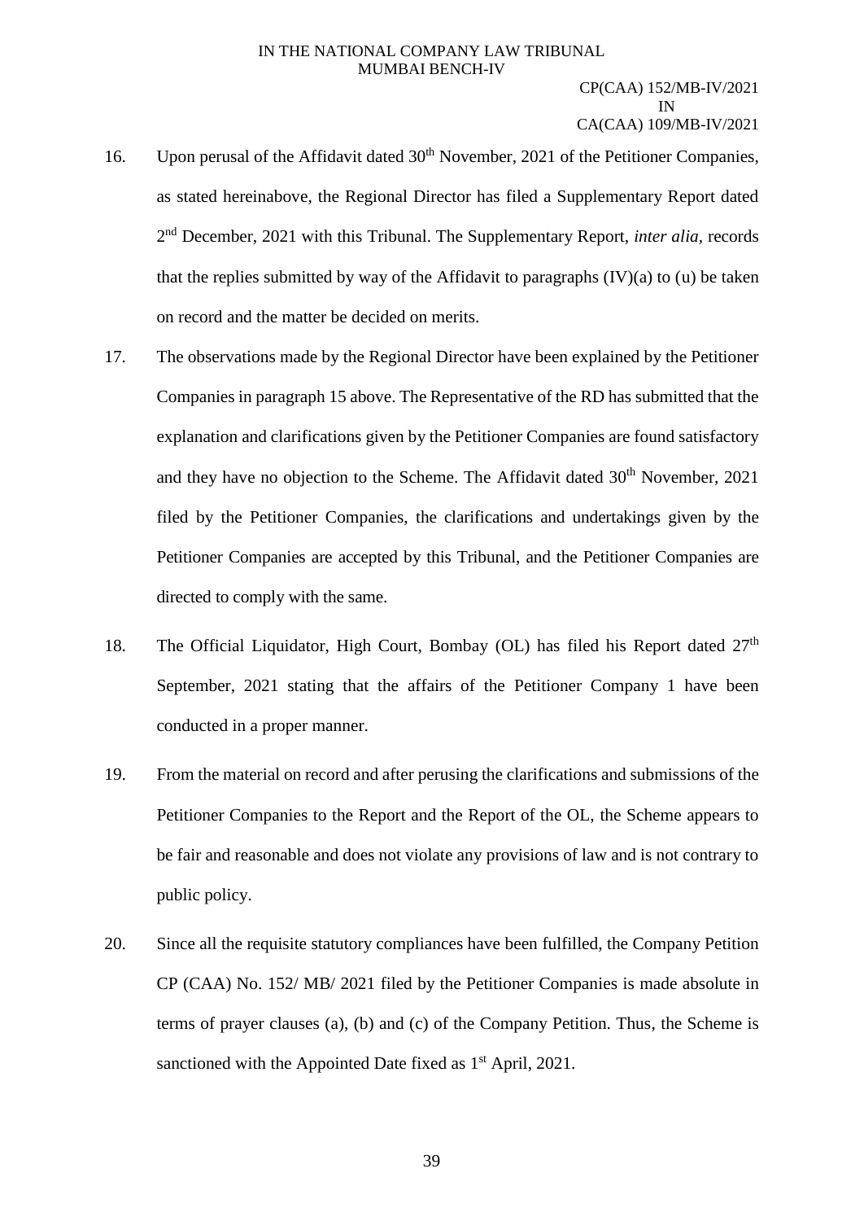16. Upon perusal of the Affidavit dated 30th November, 2021 of the Petitioner Companies, as stated hereinabove, the Regional Director has filed a Supplementary Report dated 2nd December, 2021 with this Tribunal. The Supplementary Report, *inter alia*, records that the replies submitted by way of the Affidavit to paragraphs (IV)(a) to (u) be taken on record and the matter be decided on merits.

17. The observations made by the Regional Director have been explained by the Petitioner Companies in paragraph 15 above. The Representative of the RD has submitted that the explanation and clarifications given by the Petitioner Companies are found satisfactory and they have no objection to the Scheme. The Affidavit dated 30th November, 2021 filed by the Petitioner Companies, the clarifications and undertakings given by the Petitioner Companies are accepted by this Tribunal, and the Petitioner Companies are directed to comply with the same.

18. The Official Liquidator, High Court, Bombay (OL) has filed his Report dated 27th September, 2021 stating that the affairs of the Petitioner Company 1 have been conducted in a proper manner.

19. From the material on record and after perusing the clarifications and submissions of the Petitioner Companies to the Report and the Report of the OL, the Scheme appears to be fair and reasonable and does not violate any provisions of law and is not contrary to public policy.

20. Since all the requisite statutory compliances have been fulfilled, the Company Petition CP (CAA) No. 152/ MB/ 2021 filed by the Petitioner Companies is made absolute in terms of prayer clauses (a), (b) and (c) of the Company Petition. Thus, the Scheme is sanctioned with the Appointed Date fixed as 1st April, 2021.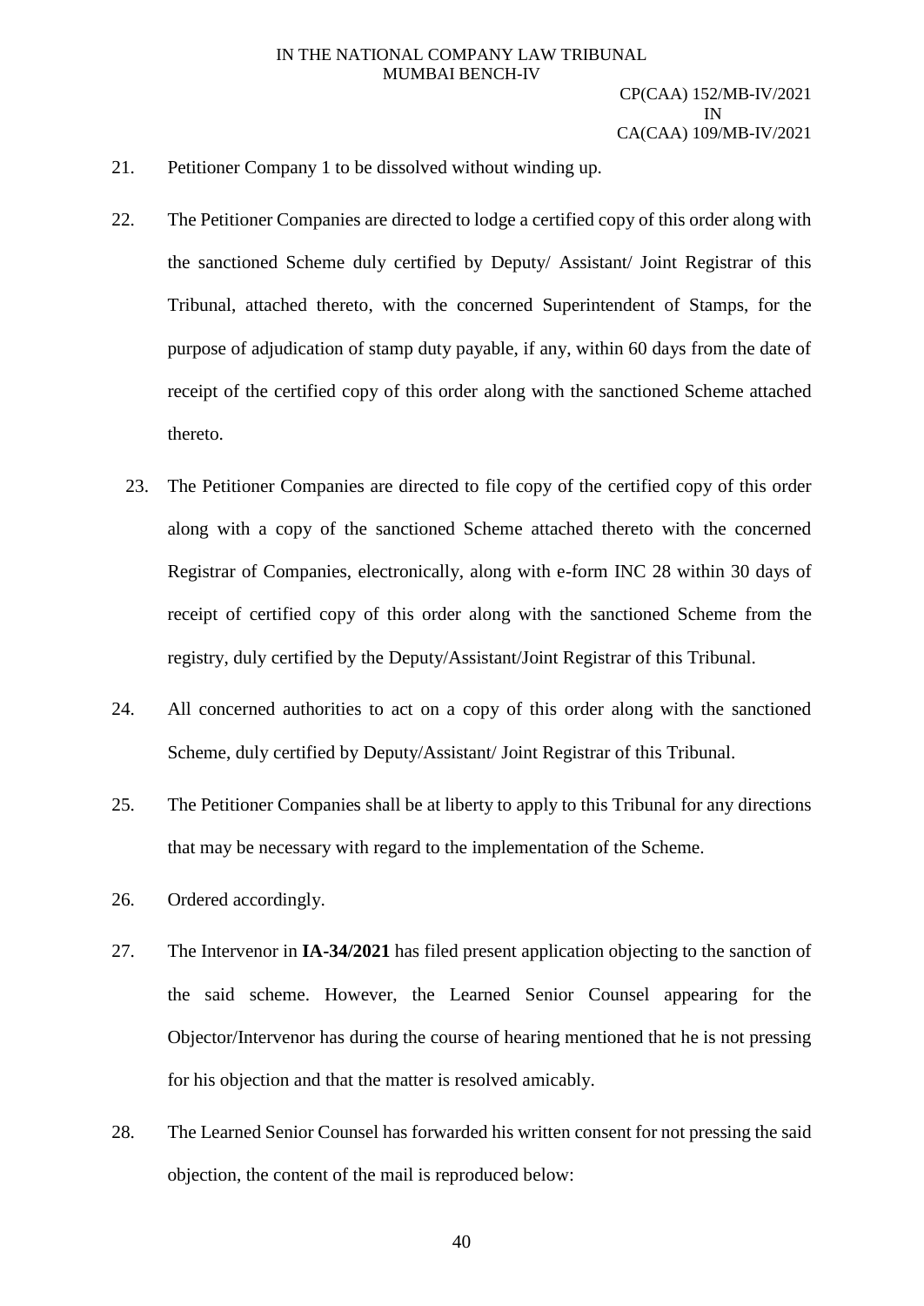21. Petitioner Company 1 to be dissolved without winding up.

22. The Petitioner Companies are directed to lodge a certified copy of this order along with the sanctioned Scheme duly certified by Deputy/ Assistant/ Joint Registrar of this Tribunal, attached thereto, with the concerned Superintendent of Stamps, for the purpose of adjudication of stamp duty payable, if any, within 60 days from the date of receipt of the certified copy of this order along with the sanctioned Scheme attached thereto.

23. The Petitioner Companies are directed to file copy of the certified copy of this order along with a copy of the sanctioned Scheme attached thereto with the concerned Registrar of Companies, electronically, along with e-form INC 28 within 30 days of receipt of certified copy of this order along with the sanctioned Scheme from the registry, duly certified by the Deputy/Assistant/Joint Registrar of this Tribunal.

24. All concerned authorities to act on a copy of this order along with the sanctioned Scheme, duly certified by Deputy/Assistant/ Joint Registrar of this Tribunal.

25. The Petitioner Companies shall be at liberty to apply to this Tribunal for any directions that may be necessary with regard to the implementation of the Scheme.

26. Ordered accordingly.

27. The Intervenor in **IA-34/2021** has filed present application objecting to the sanction of the said scheme. However, the Learned Senior Counsel appearing for the Objector/Intervenor has during the course of hearing mentioned that he is not pressing for his objection and that the matter is resolved amicably.

28. The Learned Senior Counsel has forwarded his written consent for not pressing the said objection, the content of the mail is reproduced below: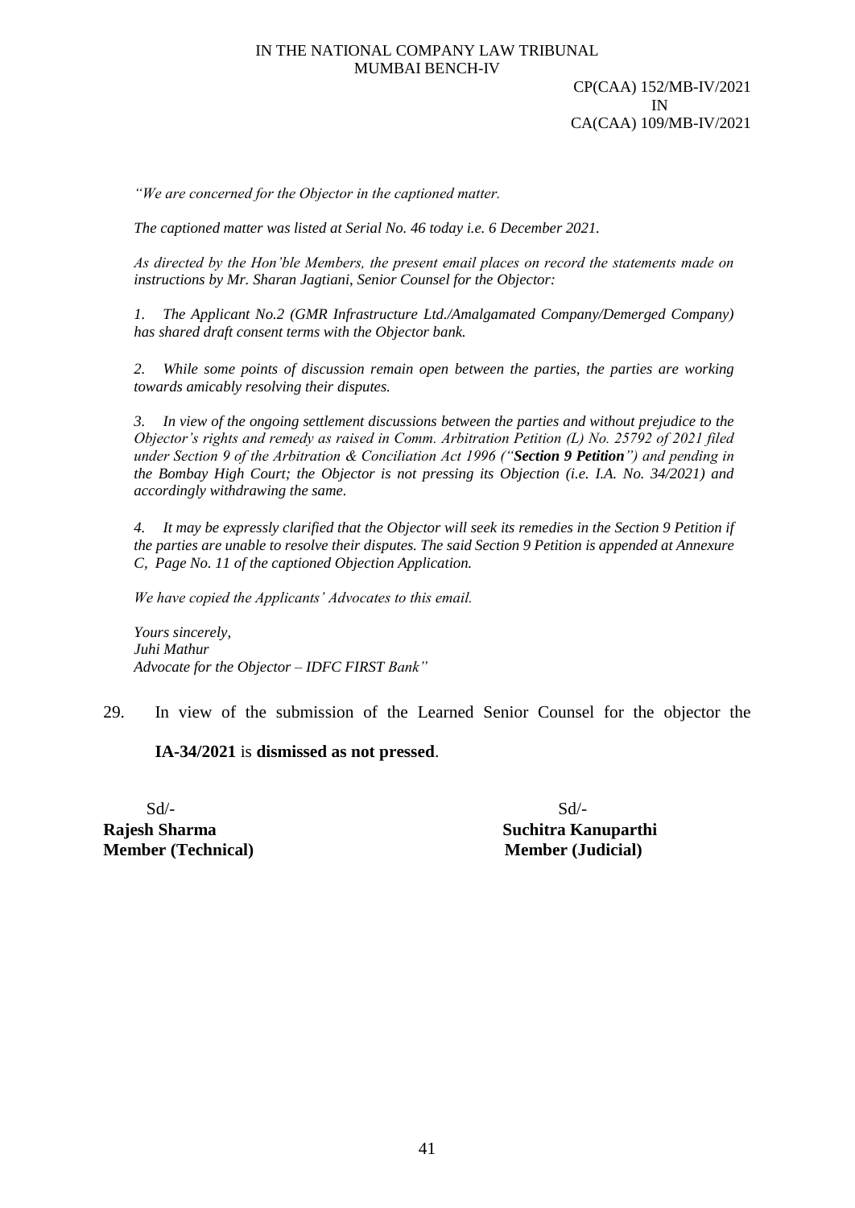*"We are concerned for the Objector in the captioned matter.*

*The captioned matter was listed at Serial No. 46 today i.e. 6 December 2021.*

*As directed by the Hon'ble Members, the present email places on record the statements made on instructions by Mr. Sharan Jagtiani, Senior Counsel for the Objector:*

*1. The Applicant No.2 (GMR Infrastructure Ltd./Amalgamated Company/Demerged Company) has shared draft consent terms with the Objector bank.*

*2. While some points of discussion remain open between the parties, the parties are working towards amicably resolving their disputes.*

*3. In view of the ongoing settlement discussions between the parties and without prejudice to the Objector's rights and remedy as raised in Comm. Arbitration Petition (L) No. 25792 of 2021 filed under Section 9 of the Arbitration & Conciliation Act 1996 ("**Section 9 Petition**") and pending in the Bombay High Court; the Objector is not pressing its Objection (i.e. I.A. No. 34/2021) and accordingly withdrawing the same.*

*4. It may be expressly clarified that the Objector will seek its remedies in the Section 9 Petition if the parties are unable to resolve their disputes. The said Section 9 Petition is appended at Annexure C, Page No. 11 of the captioned Objection Application.*

*We have copied the Applicants' Advocates to this email.*

*Yours sincerely,*
*Juhi Mathur*
*Advocate for the Objector – IDFC FIRST Bank"*

29. In view of the submission of the Learned Senior Counsel for the objector the **IA-34/2021** is **dismissed as not pressed**.

Sd/-
**Rajesh Sharma**
**Member (Technical)**

Sd/-
**Suchitra Kanuparthi**
**Member (Judicial)**